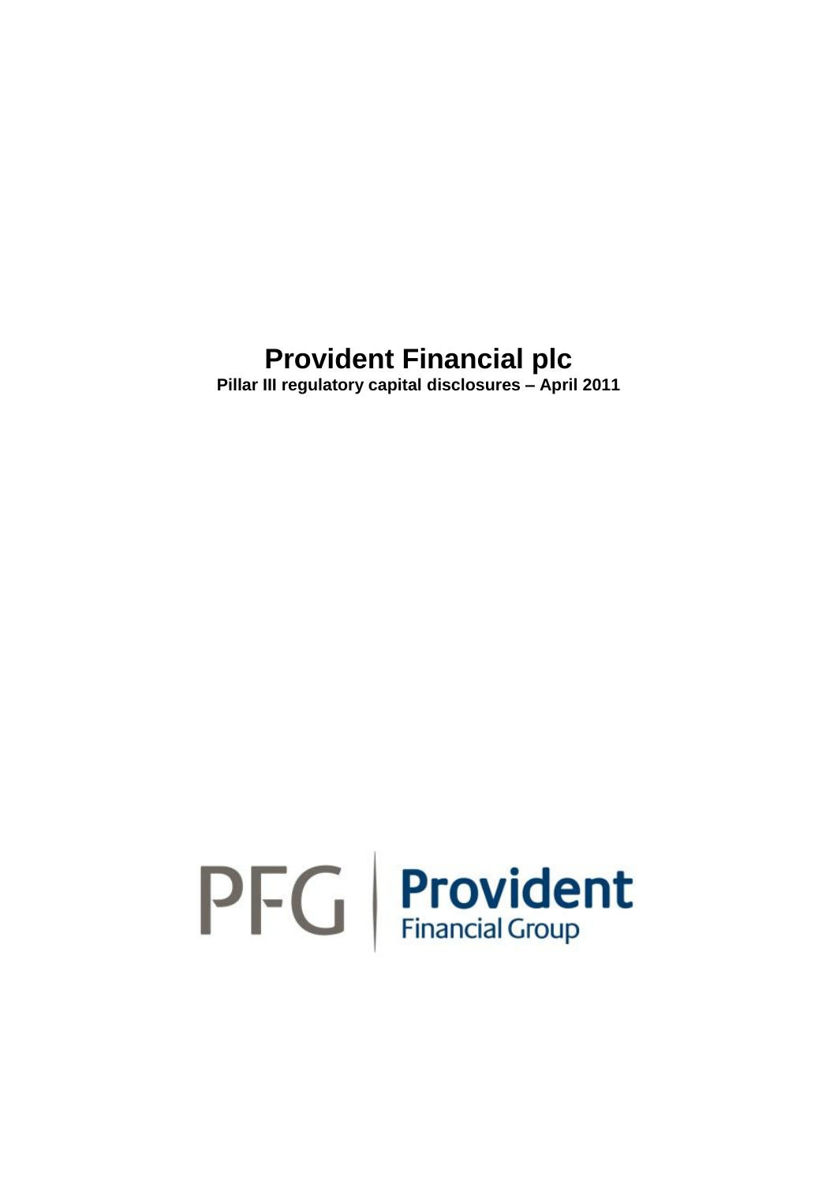# Provident Financial plc

**Pillar III regulatory capital disclosures – April 2011**

PFG | Provident Financial Group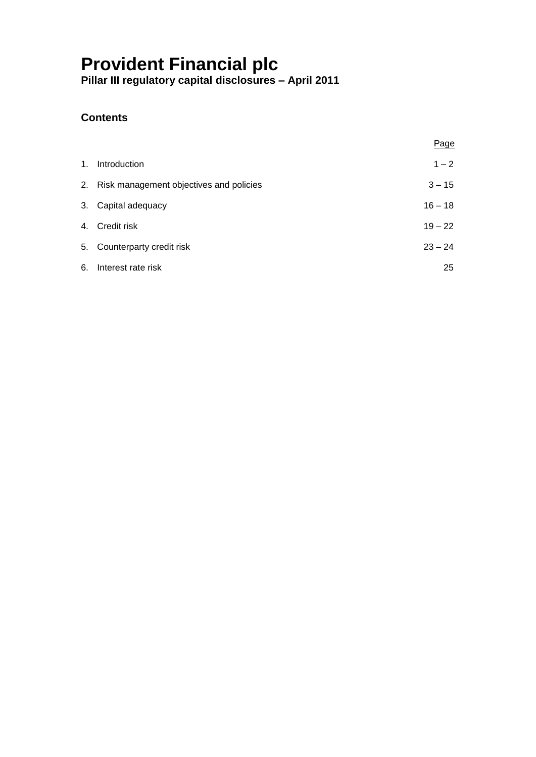# Provident Financial plc

**Pillar III regulatory capital disclosures – April 2011**

## Contents

| | | Page |
|---|---|---|
| 1. | Introduction | 1 – 2 |
| 2. | Risk management objectives and policies | 3 – 15 |
| 3. | Capital adequacy | 16 – 18 |
| 4. | Credit risk | 19 – 22 |
| 5. | Counterparty credit risk | 23 – 24 |
| 6. | Interest rate risk | 25 |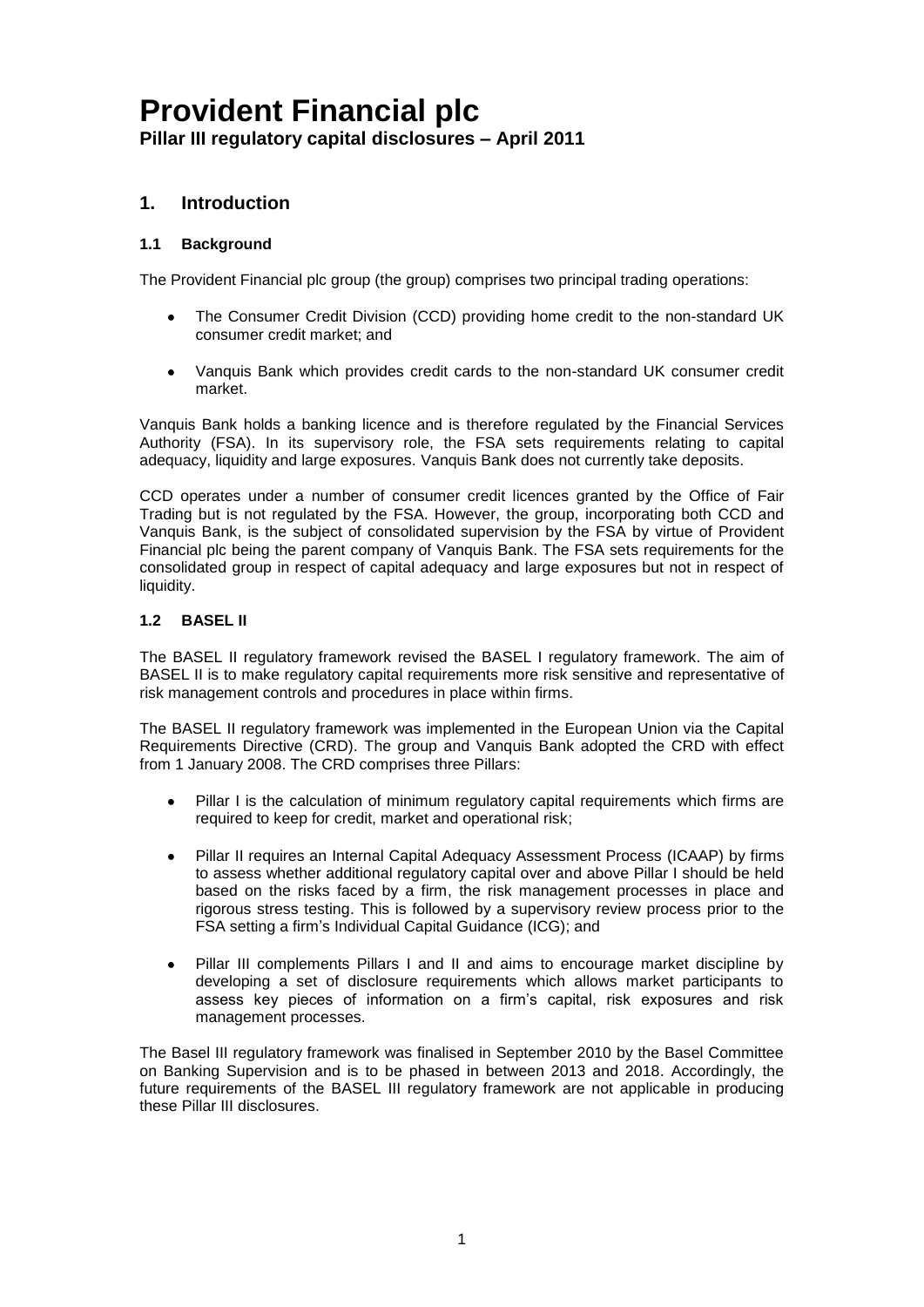# Provident Financial plc

**Pillar III regulatory capital disclosures – April 2011**

## 1. Introduction

### 1.1 Background

The Provident Financial plc group (the group) comprises two principal trading operations:

- The Consumer Credit Division (CCD) providing home credit to the non-standard UK consumer credit market; and
- Vanquis Bank which provides credit cards to the non-standard UK consumer credit market.

Vanquis Bank holds a banking licence and is therefore regulated by the Financial Services Authority (FSA). In its supervisory role, the FSA sets requirements relating to capital adequacy, liquidity and large exposures. Vanquis Bank does not currently take deposits.

CCD operates under a number of consumer credit licences granted by the Office of Fair Trading but is not regulated by the FSA. However, the group, incorporating both CCD and Vanquis Bank, is the subject of consolidated supervision by the FSA by virtue of Provident Financial plc being the parent company of Vanquis Bank. The FSA sets requirements for the consolidated group in respect of capital adequacy and large exposures but not in respect of liquidity.

### 1.2 BASEL II

The BASEL II regulatory framework revised the BASEL I regulatory framework. The aim of BASEL II is to make regulatory capital requirements more risk sensitive and representative of risk management controls and procedures in place within firms.

The BASEL II regulatory framework was implemented in the European Union via the Capital Requirements Directive (CRD). The group and Vanquis Bank adopted the CRD with effect from 1 January 2008. The CRD comprises three Pillars:

- Pillar I is the calculation of minimum regulatory capital requirements which firms are required to keep for credit, market and operational risk;
- Pillar II requires an Internal Capital Adequacy Assessment Process (ICAAP) by firms to assess whether additional regulatory capital over and above Pillar I should be held based on the risks faced by a firm, the risk management processes in place and rigorous stress testing. This is followed by a supervisory review process prior to the FSA setting a firm's Individual Capital Guidance (ICG); and
- Pillar III complements Pillars I and II and aims to encourage market discipline by developing a set of disclosure requirements which allows market participants to assess key pieces of information on a firm's capital, risk exposures and risk management processes.

The Basel III regulatory framework was finalised in September 2010 by the Basel Committee on Banking Supervision and is to be phased in between 2013 and 2018. Accordingly, the future requirements of the BASEL III regulatory framework are not applicable in producing these Pillar III disclosures.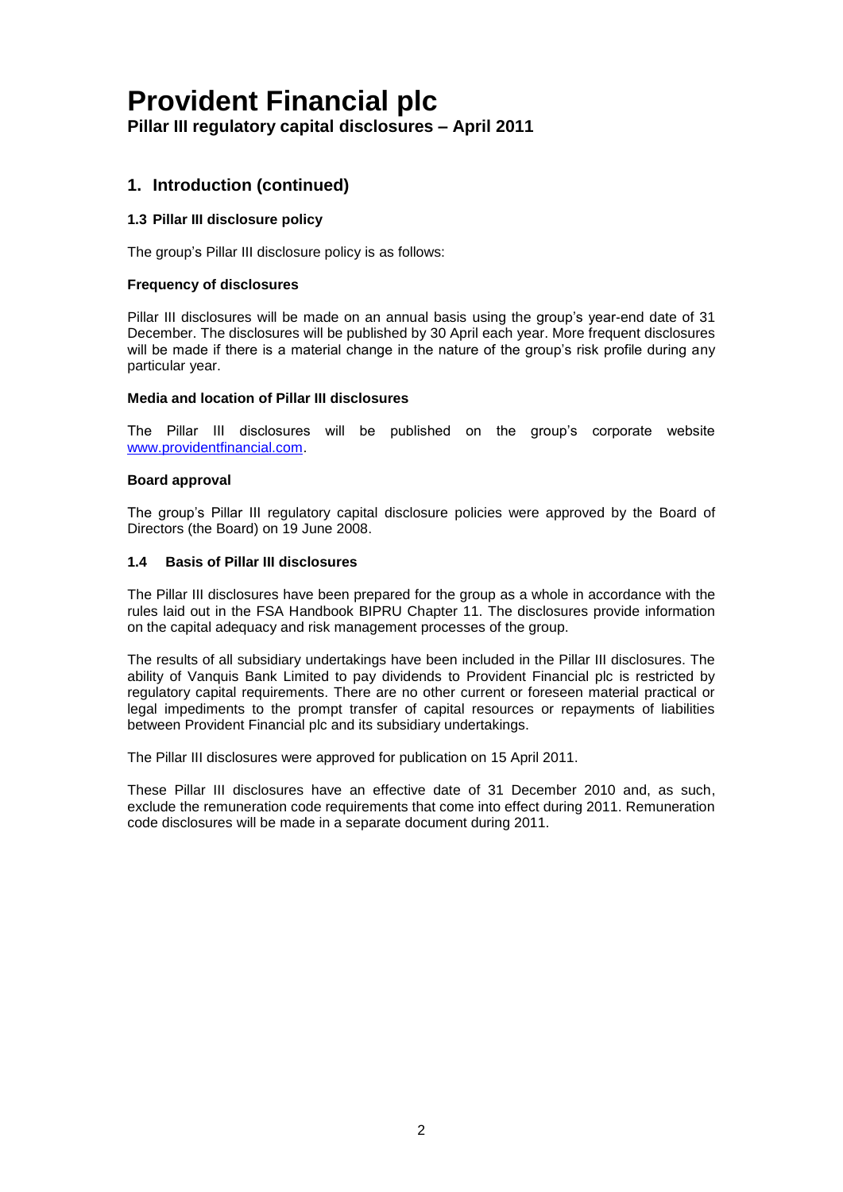# Provident Financial plc

**Pillar III regulatory capital disclosures – April 2011**

## 1. Introduction (continued)

### 1.3 Pillar III disclosure policy

The group's Pillar III disclosure policy is as follows:

**Frequency of disclosures**

Pillar III disclosures will be made on an annual basis using the group's year-end date of 31 December. The disclosures will be published by 30 April each year. More frequent disclosures will be made if there is a material change in the nature of the group's risk profile during any particular year.

**Media and location of Pillar III disclosures**

The Pillar III disclosures will be published on the group's corporate website www.providentfinancial.com.

**Board approval**

The group's Pillar III regulatory capital disclosure policies were approved by the Board of Directors (the Board) on 19 June 2008.

### 1.4 Basis of Pillar III disclosures

The Pillar III disclosures have been prepared for the group as a whole in accordance with the rules laid out in the FSA Handbook BIPRU Chapter 11. The disclosures provide information on the capital adequacy and risk management processes of the group.

The results of all subsidiary undertakings have been included in the Pillar III disclosures. The ability of Vanquis Bank Limited to pay dividends to Provident Financial plc is restricted by regulatory capital requirements. There are no other current or foreseen material practical or legal impediments to the prompt transfer of capital resources or repayments of liabilities between Provident Financial plc and its subsidiary undertakings.

The Pillar III disclosures were approved for publication on 15 April 2011.

These Pillar III disclosures have an effective date of 31 December 2010 and, as such, exclude the remuneration code requirements that come into effect during 2011. Remuneration code disclosures will be made in a separate document during 2011.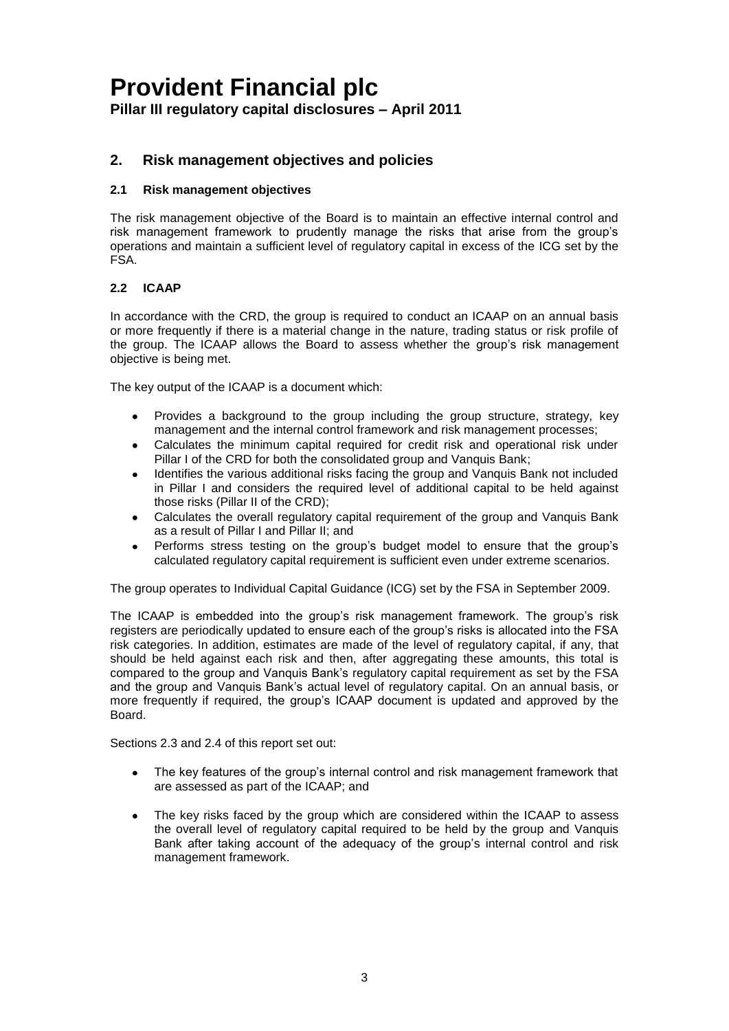## 2. Risk management objectives and policies

### 2.1 Risk management objectives

The risk management objective of the Board is to maintain an effective internal control and risk management framework to prudently manage the risks that arise from the group's operations and maintain a sufficient level of regulatory capital in excess of the ICG set by the FSA.

### 2.2 ICAAP

In accordance with the CRD, the group is required to conduct an ICAAP on an annual basis or more frequently if there is a material change in the nature, trading status or risk profile of the group. The ICAAP allows the Board to assess whether the group's risk management objective is being met.

The key output of the ICAAP is a document which:

- Provides a background to the group including the group structure, strategy, key management and the internal control framework and risk management processes;
- Calculates the minimum capital required for credit risk and operational risk under Pillar I of the CRD for both the consolidated group and Vanquis Bank;
- Identifies the various additional risks facing the group and Vanquis Bank not included in Pillar I and considers the required level of additional capital to be held against those risks (Pillar II of the CRD);
- Calculates the overall regulatory capital requirement of the group and Vanquis Bank as a result of Pillar I and Pillar II; and
- Performs stress testing on the group's budget model to ensure that the group's calculated regulatory capital requirement is sufficient even under extreme scenarios.

The group operates to Individual Capital Guidance (ICG) set by the FSA in September 2009.

The ICAAP is embedded into the group's risk management framework. The group's risk registers are periodically updated to ensure each of the group's risks is allocated into the FSA risk categories. In addition, estimates are made of the level of regulatory capital, if any, that should be held against each risk and then, after aggregating these amounts, this total is compared to the group and Vanquis Bank's regulatory capital requirement as set by the FSA and the group and Vanquis Bank's actual level of regulatory capital. On an annual basis, or more frequently if required, the group's ICAAP document is updated and approved by the Board.

Sections 2.3 and 2.4 of this report set out:

- The key features of the group's internal control and risk management framework that are assessed as part of the ICAAP; and
- The key risks faced by the group which are considered within the ICAAP to assess the overall level of regulatory capital required to be held by the group and Vanquis Bank after taking account of the adequacy of the group's internal control and risk management framework.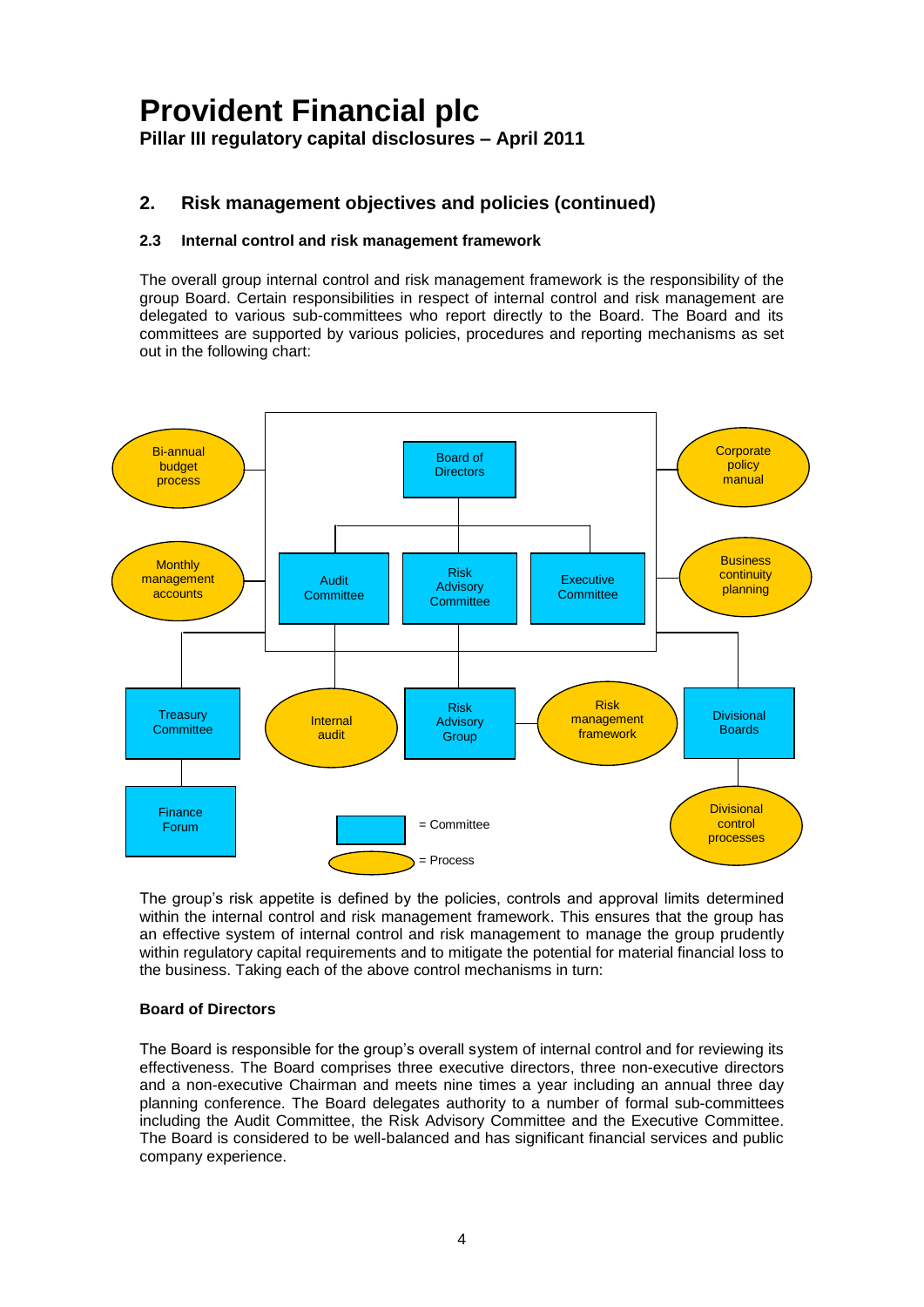# Provident Financial plc

**Pillar III regulatory capital disclosures – April 2011**

## 2. Risk management objectives and policies (continued)

### 2.3 Internal control and risk management framework

The overall group internal control and risk management framework is the responsibility of the group Board. Certain responsibilities in respect of internal control and risk management are delegated to various sub-committees who report directly to the Board. The Board and its committees are supported by various policies, procedures and reporting mechanisms as set out in the following chart:

Bi-annual budget process

Board of Directors

Corporate policy manual

Monthly management accounts

Audit Committee

Risk Advisory Committee

Executive Committee

Business continuity planning

Treasury Committee

Internal audit

Risk Advisory Group

Risk management framework

Divisional Boards

Finance Forum

Divisional control processes

= Committee

= Process

The group's risk appetite is defined by the policies, controls and approval limits determined within the internal control and risk management framework. This ensures that the group has an effective system of internal control and risk management to manage the group prudently within regulatory capital requirements and to mitigate the potential for material financial loss to the business. Taking each of the above control mechanisms in turn:

**Board of Directors**

The Board is responsible for the group's overall system of internal control and for reviewing its effectiveness. The Board comprises three executive directors, three non-executive directors and a non-executive Chairman and meets nine times a year including an annual three day planning conference. The Board delegates authority to a number of formal sub-committees including the Audit Committee, the Risk Advisory Committee and the Executive Committee. The Board is considered to be well-balanced and has significant financial services and public company experience.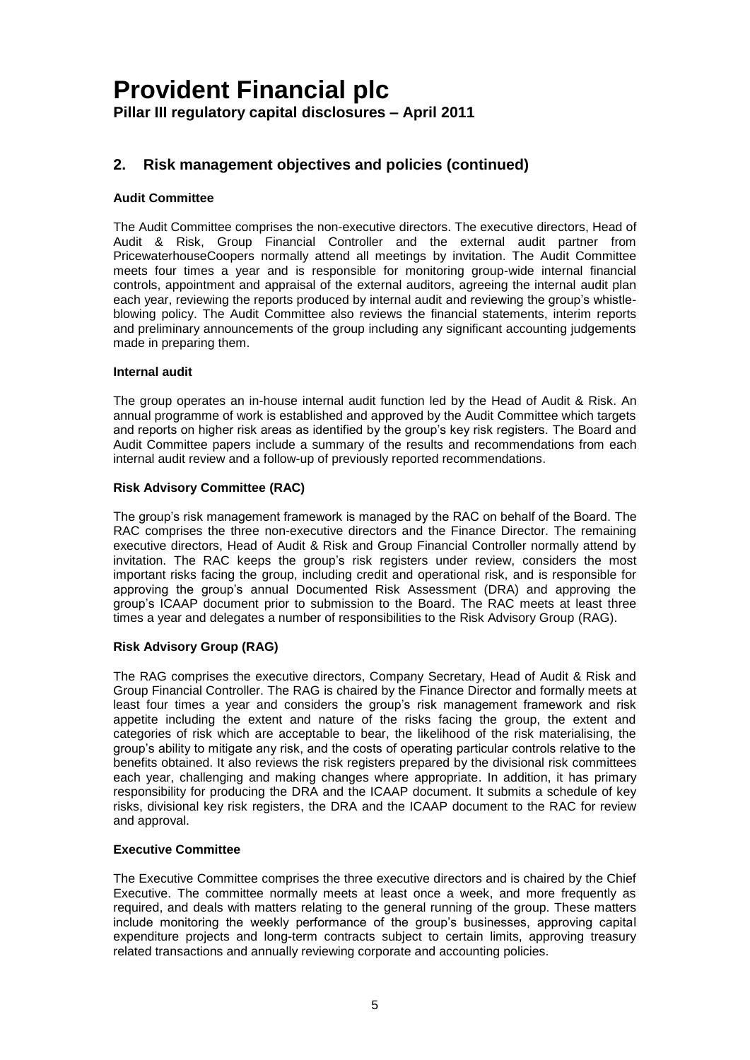## 2. Risk management objectives and policies (continued)

**Audit Committee**

The Audit Committee comprises the non-executive directors. The executive directors, Head of Audit & Risk, Group Financial Controller and the external audit partner from PricewaterhouseCoopers normally attend all meetings by invitation. The Audit Committee meets four times a year and is responsible for monitoring group-wide internal financial controls, appointment and appraisal of the external auditors, agreeing the internal audit plan each year, reviewing the reports produced by internal audit and reviewing the group's whistle-blowing policy. The Audit Committee also reviews the financial statements, interim reports and preliminary announcements of the group including any significant accounting judgements made in preparing them.

**Internal audit**

The group operates an in-house internal audit function led by the Head of Audit & Risk. An annual programme of work is established and approved by the Audit Committee which targets and reports on higher risk areas as identified by the group's key risk registers. The Board and Audit Committee papers include a summary of the results and recommendations from each internal audit review and a follow-up of previously reported recommendations.

**Risk Advisory Committee (RAC)**

The group's risk management framework is managed by the RAC on behalf of the Board. The RAC comprises the three non-executive directors and the Finance Director. The remaining executive directors, Head of Audit & Risk and Group Financial Controller normally attend by invitation. The RAC keeps the group's risk registers under review, considers the most important risks facing the group, including credit and operational risk, and is responsible for approving the group's annual Documented Risk Assessment (DRA) and approving the group's ICAAP document prior to submission to the Board. The RAC meets at least three times a year and delegates a number of responsibilities to the Risk Advisory Group (RAG).

**Risk Advisory Group (RAG)**

The RAG comprises the executive directors, Company Secretary, Head of Audit & Risk and Group Financial Controller. The RAG is chaired by the Finance Director and formally meets at least four times a year and considers the group's risk management framework and risk appetite including the extent and nature of the risks facing the group, the extent and categories of risk which are acceptable to bear, the likelihood of the risk materialising, the group's ability to mitigate any risk, and the costs of operating particular controls relative to the benefits obtained. It also reviews the risk registers prepared by the divisional risk committees each year, challenging and making changes where appropriate. In addition, it has primary responsibility for producing the DRA and the ICAAP document. It submits a schedule of key risks, divisional key risk registers, the DRA and the ICAAP document to the RAC for review and approval.

**Executive Committee**

The Executive Committee comprises the three executive directors and is chaired by the Chief Executive. The committee normally meets at least once a week, and more frequently as required, and deals with matters relating to the general running of the group. These matters include monitoring the weekly performance of the group's businesses, approving capital expenditure projects and long-term contracts subject to certain limits, approving treasury related transactions and annually reviewing corporate and accounting policies.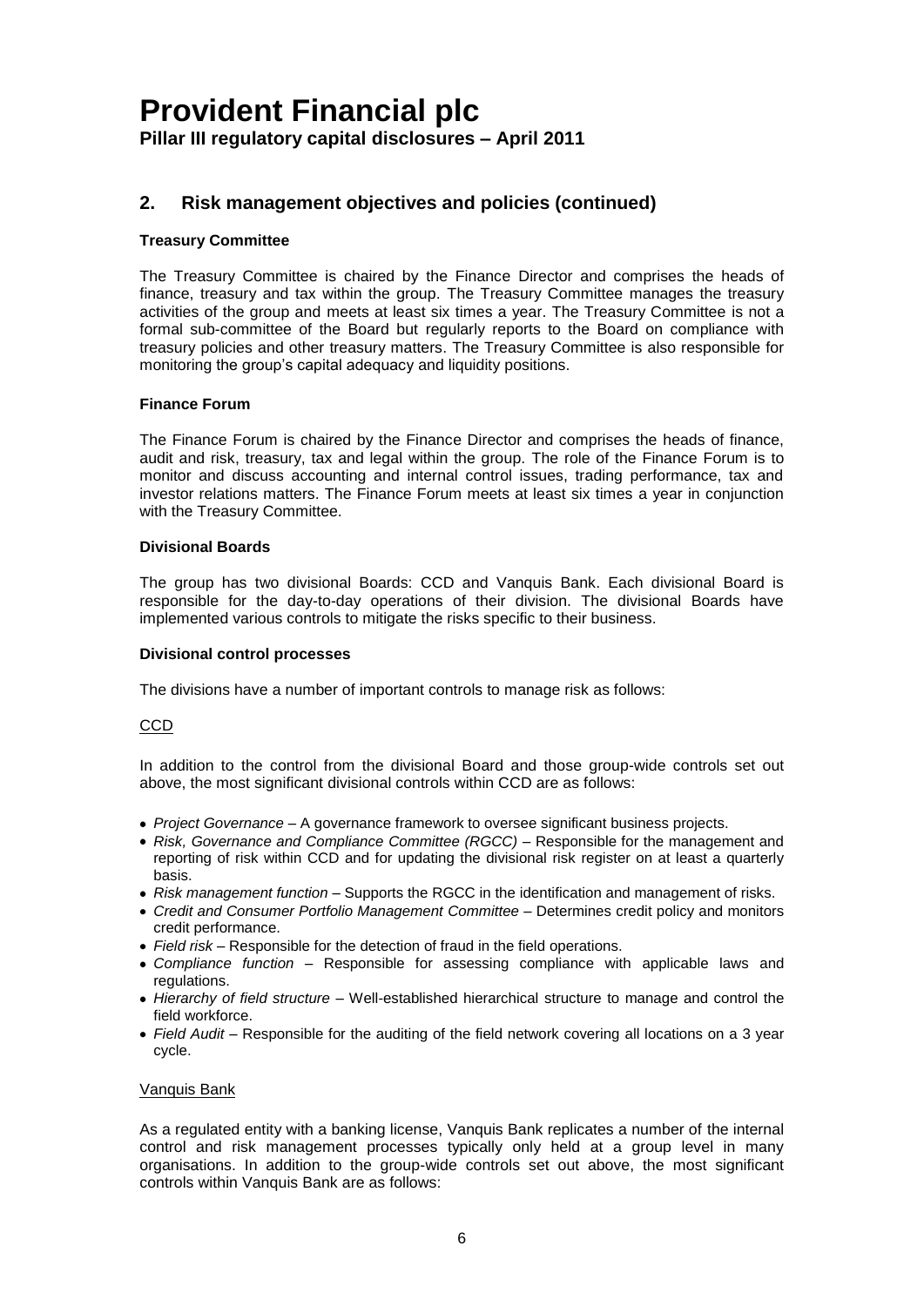## 2. Risk management objectives and policies (continued)

### Treasury Committee

The Treasury Committee is chaired by the Finance Director and comprises the heads of finance, treasury and tax within the group. The Treasury Committee manages the treasury activities of the group and meets at least six times a year. The Treasury Committee is not a formal sub-committee of the Board but regularly reports to the Board on compliance with treasury policies and other treasury matters. The Treasury Committee is also responsible for monitoring the group's capital adequacy and liquidity positions.

### Finance Forum

The Finance Forum is chaired by the Finance Director and comprises the heads of finance, audit and risk, treasury, tax and legal within the group. The role of the Finance Forum is to monitor and discuss accounting and internal control issues, trading performance, tax and investor relations matters. The Finance Forum meets at least six times a year in conjunction with the Treasury Committee.

### Divisional Boards

The group has two divisional Boards: CCD and Vanquis Bank. Each divisional Board is responsible for the day-to-day operations of their division. The divisional Boards have implemented various controls to mitigate the risks specific to their business.

### Divisional control processes

The divisions have a number of important controls to manage risk as follows:

<u>CCD</u>

In addition to the control from the divisional Board and those group-wide controls set out above, the most significant divisional controls within CCD are as follows:

- *Project Governance* – A governance framework to oversee significant business projects.
- *Risk, Governance and Compliance Committee (RGCC)* – Responsible for the management and reporting of risk within CCD and for updating the divisional risk register on at least a quarterly basis.
- *Risk management function* – Supports the RGCC in the identification and management of risks.
- *Credit and Consumer Portfolio Management Committee* – Determines credit policy and monitors credit performance.
- *Field risk* – Responsible for the detection of fraud in the field operations.
- *Compliance function* – Responsible for assessing compliance with applicable laws and regulations.
- *Hierarchy of field structure* – Well-established hierarchical structure to manage and control the field workforce.
- *Field Audit* – Responsible for the auditing of the field network covering all locations on a 3 year cycle.

<u>Vanquis Bank</u>

As a regulated entity with a banking license, Vanquis Bank replicates a number of the internal control and risk management processes typically only held at a group level in many organisations. In addition to the group-wide controls set out above, the most significant controls within Vanquis Bank are as follows: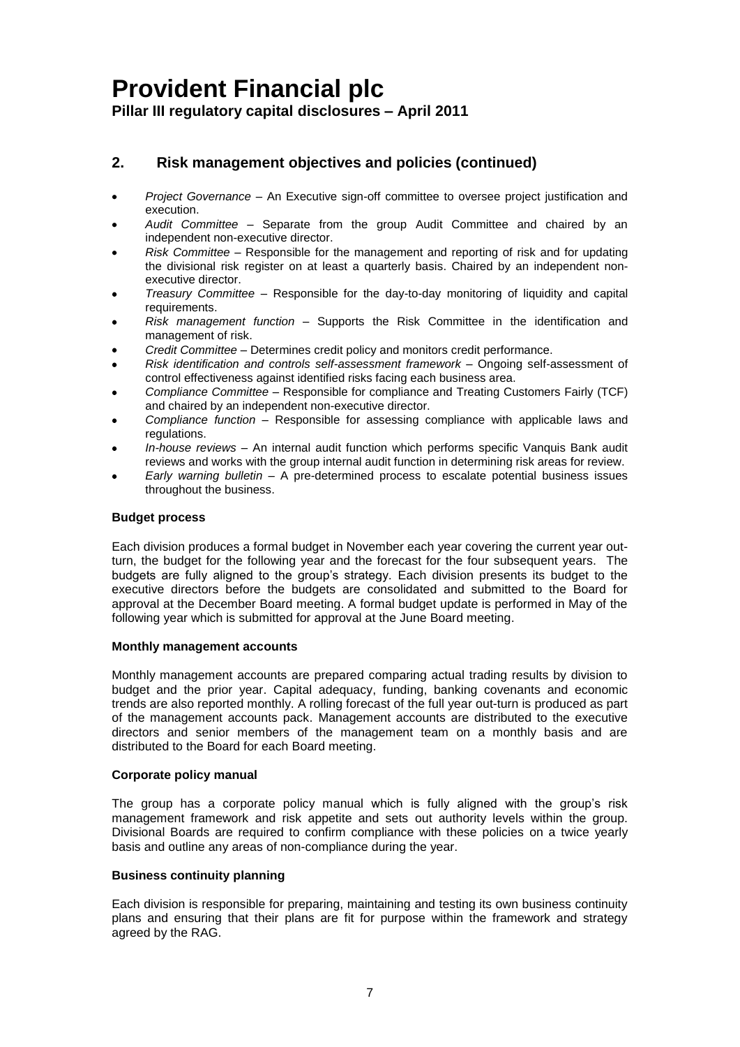## 2. Risk management objectives and policies (continued)

- *Project Governance* – An Executive sign-off committee to oversee project justification and execution.
- *Audit Committee* – Separate from the group Audit Committee and chaired by an independent non-executive director.
- *Risk Committee* – Responsible for the management and reporting of risk and for updating the divisional risk register on at least a quarterly basis. Chaired by an independent non-executive director.
- *Treasury Committee* – Responsible for the day-to-day monitoring of liquidity and capital requirements.
- *Risk management function* – Supports the Risk Committee in the identification and management of risk.
- *Credit Committee* – Determines credit policy and monitors credit performance.
- *Risk identification and controls self-assessment framework* – Ongoing self-assessment of control effectiveness against identified risks facing each business area.
- *Compliance Committee* – Responsible for compliance and Treating Customers Fairly (TCF) and chaired by an independent non-executive director.
- *Compliance function* – Responsible for assessing compliance with applicable laws and regulations.
- *In-house reviews* – An internal audit function which performs specific Vanquis Bank audit reviews and works with the group internal audit function in determining risk areas for review.
- *Early warning bulletin* – A pre-determined process to escalate potential business issues throughout the business.

**Budget process**

Each division produces a formal budget in November each year covering the current year out-turn, the budget for the following year and the forecast for the four subsequent years. The budgets are fully aligned to the group's strategy. Each division presents its budget to the executive directors before the budgets are consolidated and submitted to the Board for approval at the December Board meeting. A formal budget update is performed in May of the following year which is submitted for approval at the June Board meeting.

**Monthly management accounts**

Monthly management accounts are prepared comparing actual trading results by division to budget and the prior year. Capital adequacy, funding, banking covenants and economic trends are also reported monthly. A rolling forecast of the full year out-turn is produced as part of the management accounts pack. Management accounts are distributed to the executive directors and senior members of the management team on a monthly basis and are distributed to the Board for each Board meeting.

**Corporate policy manual**

The group has a corporate policy manual which is fully aligned with the group's risk management framework and risk appetite and sets out authority levels within the group. Divisional Boards are required to confirm compliance with these policies on a twice yearly basis and outline any areas of non-compliance during the year.

**Business continuity planning**

Each division is responsible for preparing, maintaining and testing its own business continuity plans and ensuring that their plans are fit for purpose within the framework and strategy agreed by the RAG.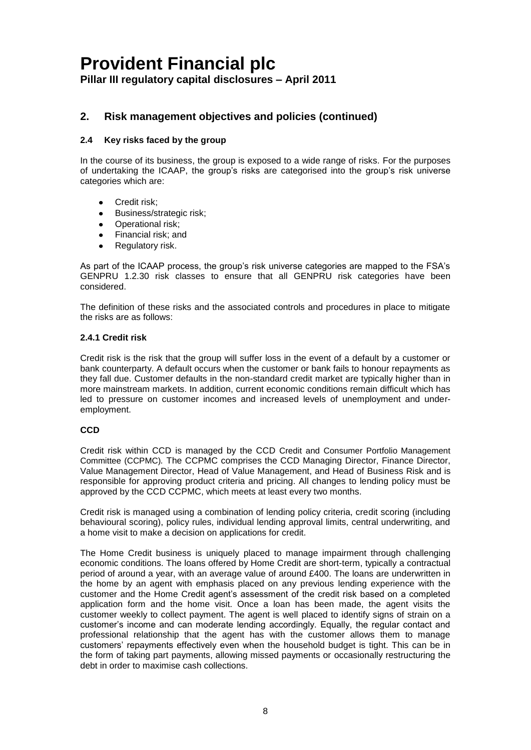## 2. Risk management objectives and policies (continued)

### 2.4 Key risks faced by the group

In the course of its business, the group is exposed to a wide range of risks. For the purposes of undertaking the ICAAP, the group's risks are categorised into the group's risk universe categories which are:

- Credit risk;
- Business/strategic risk;
- Operational risk;
- Financial risk; and
- Regulatory risk.

As part of the ICAAP process, the group's risk universe categories are mapped to the FSA's GENPRU 1.2.30 risk classes to ensure that all GENPRU risk categories have been considered.

The definition of these risks and the associated controls and procedures in place to mitigate the risks are as follows:

#### 2.4.1 Credit risk

Credit risk is the risk that the group will suffer loss in the event of a default by a customer or bank counterparty. A default occurs when the customer or bank fails to honour repayments as they fall due. Customer defaults in the non-standard credit market are typically higher than in more mainstream markets. In addition, current economic conditions remain difficult which has led to pressure on customer incomes and increased levels of unemployment and under-employment.

**CCD**

Credit risk within CCD is managed by the CCD Credit and Consumer Portfolio Management Committee (CCPMC). The CCPMC comprises the CCD Managing Director, Finance Director, Value Management Director, Head of Value Management, and Head of Business Risk and is responsible for approving product criteria and pricing. All changes to lending policy must be approved by the CCD CCPMC, which meets at least every two months.

Credit risk is managed using a combination of lending policy criteria, credit scoring (including behavioural scoring), policy rules, individual lending approval limits, central underwriting, and a home visit to make a decision on applications for credit.

The Home Credit business is uniquely placed to manage impairment through challenging economic conditions. The loans offered by Home Credit are short-term, typically a contractual period of around a year, with an average value of around £400. The loans are underwritten in the home by an agent with emphasis placed on any previous lending experience with the customer and the Home Credit agent's assessment of the credit risk based on a completed application form and the home visit. Once a loan has been made, the agent visits the customer weekly to collect payment. The agent is well placed to identify signs of strain on a customer's income and can moderate lending accordingly. Equally, the regular contact and professional relationship that the agent has with the customer allows them to manage customers' repayments effectively even when the household budget is tight. This can be in the form of taking part payments, allowing missed payments or occasionally restructuring the debt in order to maximise cash collections.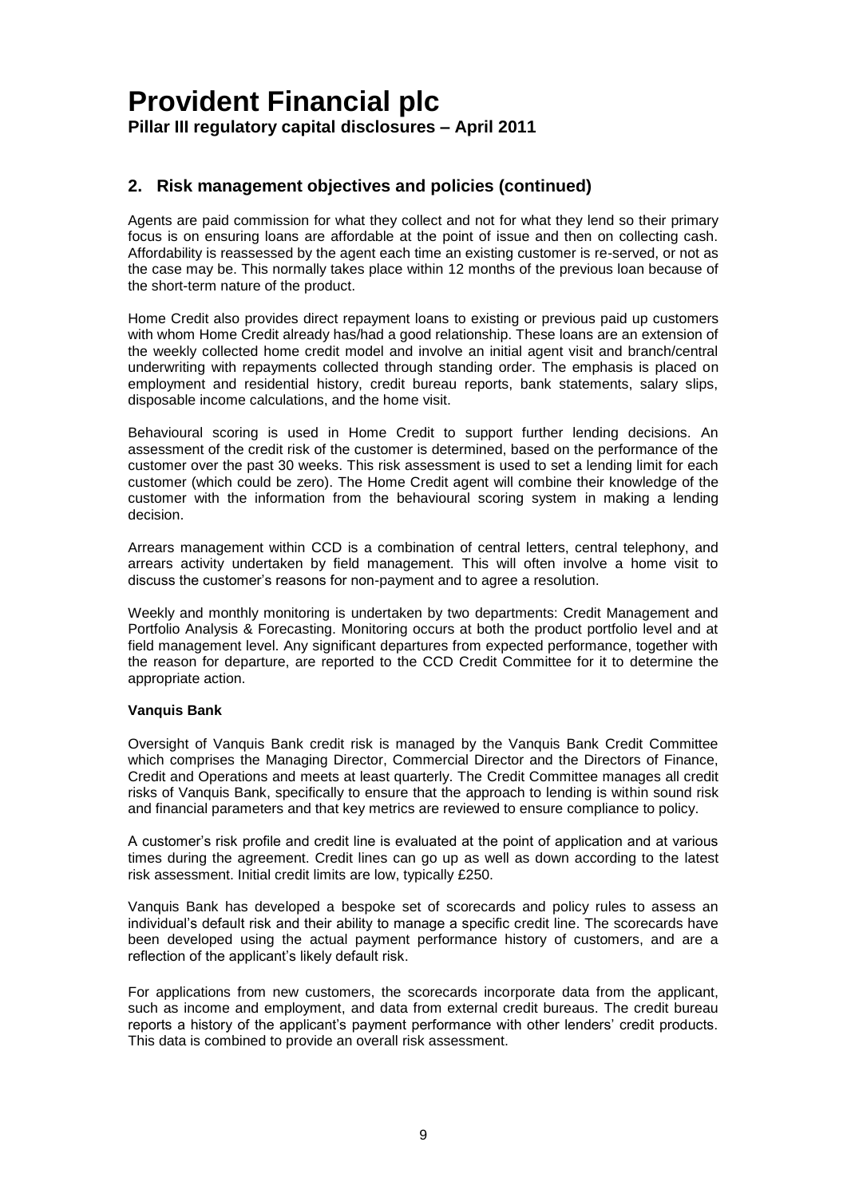## 2. Risk management objectives and policies (continued)

Agents are paid commission for what they collect and not for what they lend so their primary focus is on ensuring loans are affordable at the point of issue and then on collecting cash. Affordability is reassessed by the agent each time an existing customer is re-served, or not as the case may be. This normally takes place within 12 months of the previous loan because of the short-term nature of the product.

Home Credit also provides direct repayment loans to existing or previous paid up customers with whom Home Credit already has/had a good relationship. These loans are an extension of the weekly collected home credit model and involve an initial agent visit and branch/central underwriting with repayments collected through standing order. The emphasis is placed on employment and residential history, credit bureau reports, bank statements, salary slips, disposable income calculations, and the home visit.

Behavioural scoring is used in Home Credit to support further lending decisions. An assessment of the credit risk of the customer is determined, based on the performance of the customer over the past 30 weeks. This risk assessment is used to set a lending limit for each customer (which could be zero). The Home Credit agent will combine their knowledge of the customer with the information from the behavioural scoring system in making a lending decision.

Arrears management within CCD is a combination of central letters, central telephony, and arrears activity undertaken by field management. This will often involve a home visit to discuss the customer's reasons for non-payment and to agree a resolution.

Weekly and monthly monitoring is undertaken by two departments: Credit Management and Portfolio Analysis & Forecasting. Monitoring occurs at both the product portfolio level and at field management level. Any significant departures from expected performance, together with the reason for departure, are reported to the CCD Credit Committee for it to determine the appropriate action.

**Vanquis Bank**

Oversight of Vanquis Bank credit risk is managed by the Vanquis Bank Credit Committee which comprises the Managing Director, Commercial Director and the Directors of Finance, Credit and Operations and meets at least quarterly. The Credit Committee manages all credit risks of Vanquis Bank, specifically to ensure that the approach to lending is within sound risk and financial parameters and that key metrics are reviewed to ensure compliance to policy.

A customer's risk profile and credit line is evaluated at the point of application and at various times during the agreement. Credit lines can go up as well as down according to the latest risk assessment. Initial credit limits are low, typically £250.

Vanquis Bank has developed a bespoke set of scorecards and policy rules to assess an individual's default risk and their ability to manage a specific credit line. The scorecards have been developed using the actual payment performance history of customers, and are a reflection of the applicant's likely default risk.

For applications from new customers, the scorecards incorporate data from the applicant, such as income and employment, and data from external credit bureaus. The credit bureau reports a history of the applicant's payment performance with other lenders' credit products. This data is combined to provide an overall risk assessment.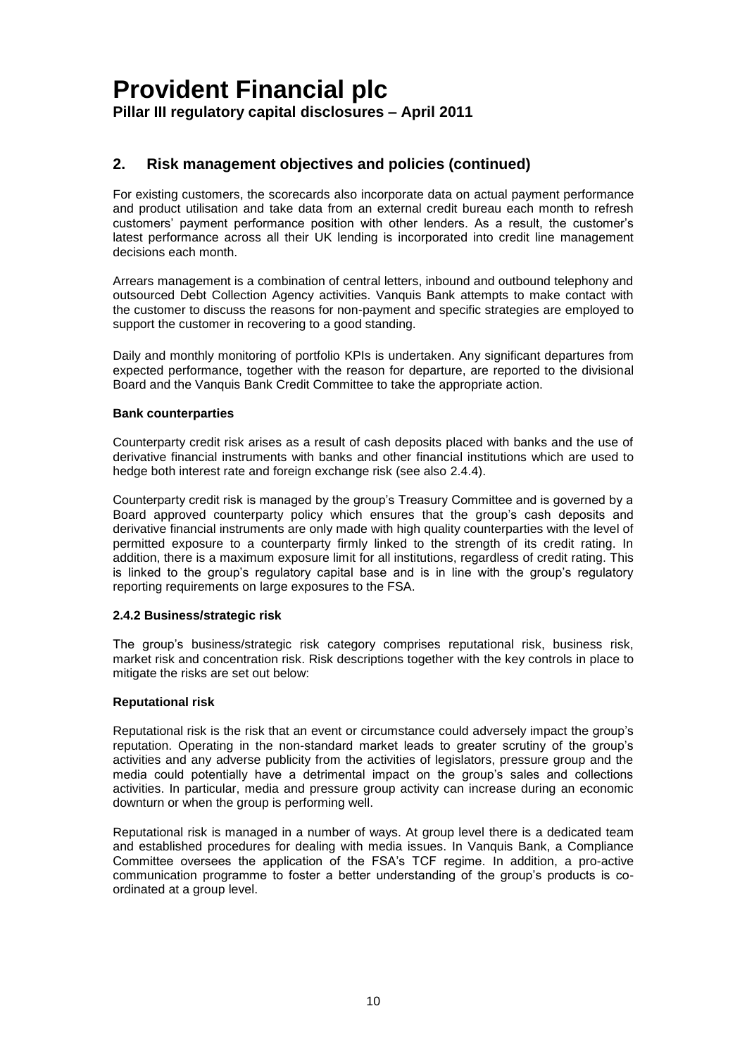## 2. Risk management objectives and policies (continued)

For existing customers, the scorecards also incorporate data on actual payment performance and product utilisation and take data from an external credit bureau each month to refresh customers' payment performance position with other lenders. As a result, the customer's latest performance across all their UK lending is incorporated into credit line management decisions each month.

Arrears management is a combination of central letters, inbound and outbound telephony and outsourced Debt Collection Agency activities. Vanquis Bank attempts to make contact with the customer to discuss the reasons for non-payment and specific strategies are employed to support the customer in recovering to a good standing.

Daily and monthly monitoring of portfolio KPIs is undertaken. Any significant departures from expected performance, together with the reason for departure, are reported to the divisional Board and the Vanquis Bank Credit Committee to take the appropriate action.

**Bank counterparties**

Counterparty credit risk arises as a result of cash deposits placed with banks and the use of derivative financial instruments with banks and other financial institutions which are used to hedge both interest rate and foreign exchange risk (see also 2.4.4).

Counterparty credit risk is managed by the group's Treasury Committee and is governed by a Board approved counterparty policy which ensures that the group's cash deposits and derivative financial instruments are only made with high quality counterparties with the level of permitted exposure to a counterparty firmly linked to the strength of its credit rating. In addition, there is a maximum exposure limit for all institutions, regardless of credit rating. This is linked to the group's regulatory capital base and is in line with the group's regulatory reporting requirements on large exposures to the FSA.

### 2.4.2 Business/strategic risk

The group's business/strategic risk category comprises reputational risk, business risk, market risk and concentration risk. Risk descriptions together with the key controls in place to mitigate the risks are set out below:

**Reputational risk**

Reputational risk is the risk that an event or circumstance could adversely impact the group's reputation. Operating in the non-standard market leads to greater scrutiny of the group's activities and any adverse publicity from the activities of legislators, pressure group and the media could potentially have a detrimental impact on the group's sales and collections activities. In particular, media and pressure group activity can increase during an economic downturn or when the group is performing well.

Reputational risk is managed in a number of ways. At group level there is a dedicated team and established procedures for dealing with media issues. In Vanquis Bank, a Compliance Committee oversees the application of the FSA's TCF regime. In addition, a pro-active communication programme to foster a better understanding of the group's products is co-ordinated at a group level.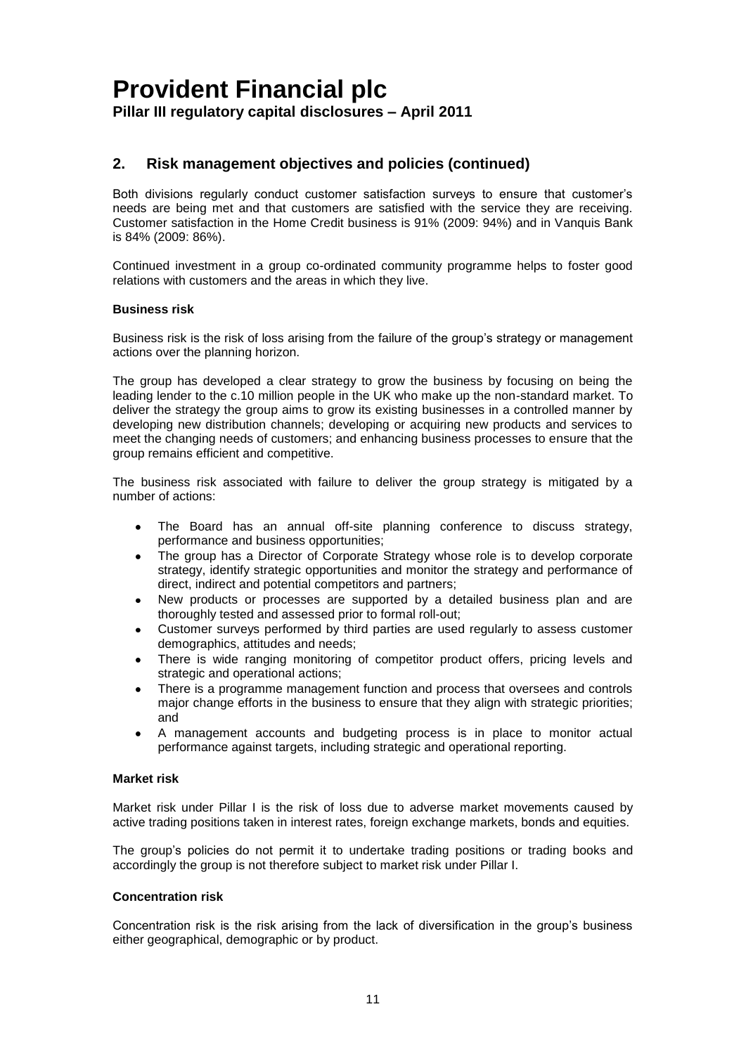## 2. Risk management objectives and policies (continued)

Both divisions regularly conduct customer satisfaction surveys to ensure that customer's needs are being met and that customers are satisfied with the service they are receiving. Customer satisfaction in the Home Credit business is 91% (2009: 94%) and in Vanquis Bank is 84% (2009: 86%).

Continued investment in a group co-ordinated community programme helps to foster good relations with customers and the areas in which they live.

**Business risk**

Business risk is the risk of loss arising from the failure of the group's strategy or management actions over the planning horizon.

The group has developed a clear strategy to grow the business by focusing on being the leading lender to the c.10 million people in the UK who make up the non-standard market. To deliver the strategy the group aims to grow its existing businesses in a controlled manner by developing new distribution channels; developing or acquiring new products and services to meet the changing needs of customers; and enhancing business processes to ensure that the group remains efficient and competitive.

The business risk associated with failure to deliver the group strategy is mitigated by a number of actions:

- The Board has an annual off-site planning conference to discuss strategy, performance and business opportunities;
- The group has a Director of Corporate Strategy whose role is to develop corporate strategy, identify strategic opportunities and monitor the strategy and performance of direct, indirect and potential competitors and partners;
- New products or processes are supported by a detailed business plan and are thoroughly tested and assessed prior to formal roll-out;
- Customer surveys performed by third parties are used regularly to assess customer demographics, attitudes and needs;
- There is wide ranging monitoring of competitor product offers, pricing levels and strategic and operational actions;
- There is a programme management function and process that oversees and controls major change efforts in the business to ensure that they align with strategic priorities; and
- A management accounts and budgeting process is in place to monitor actual performance against targets, including strategic and operational reporting.

**Market risk**

Market risk under Pillar I is the risk of loss due to adverse market movements caused by active trading positions taken in interest rates, foreign exchange markets, bonds and equities.

The group's policies do not permit it to undertake trading positions or trading books and accordingly the group is not therefore subject to market risk under Pillar I.

**Concentration risk**

Concentration risk is the risk arising from the lack of diversification in the group's business either geographical, demographic or by product.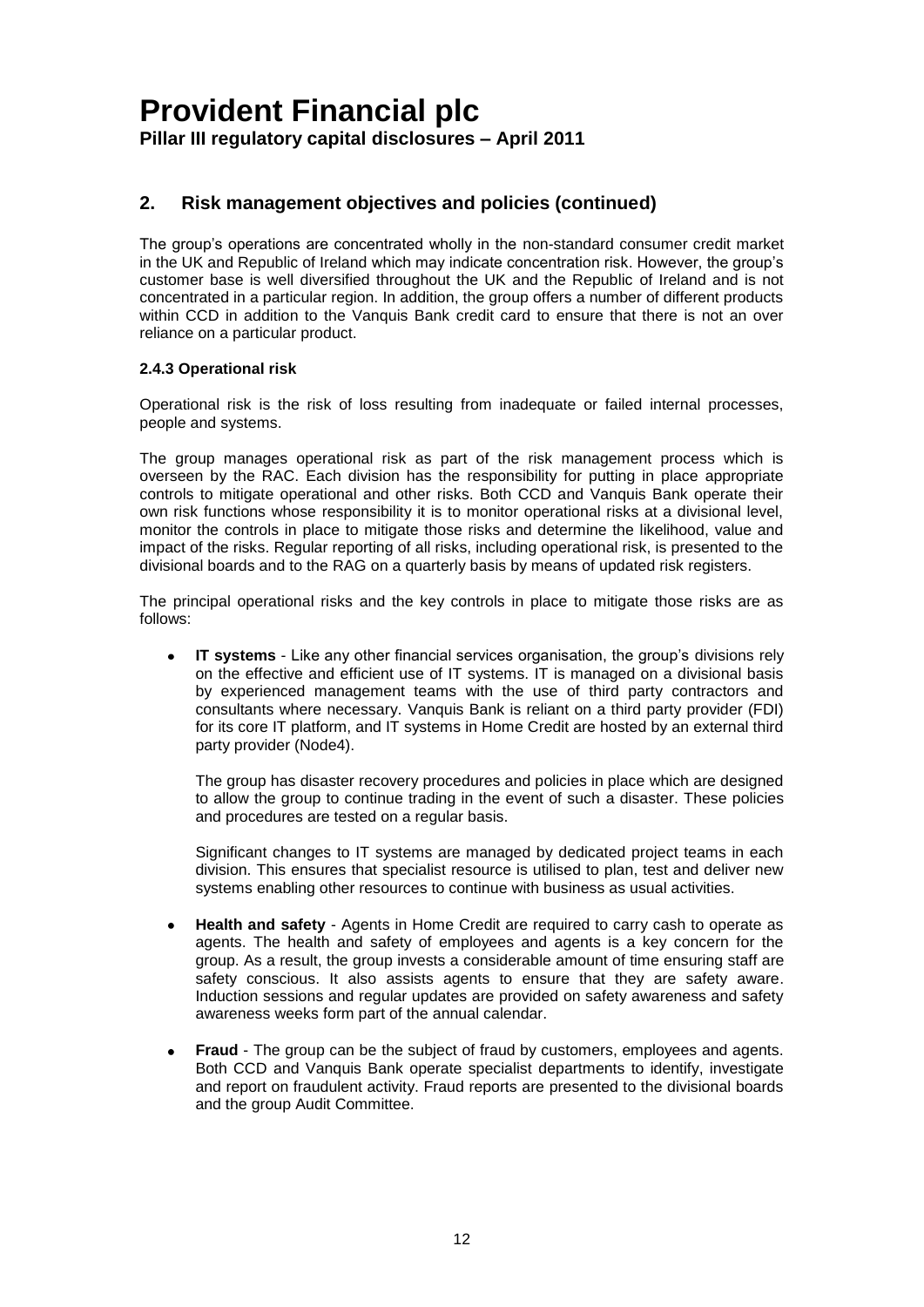## 2. Risk management objectives and policies (continued)

The group's operations are concentrated wholly in the non-standard consumer credit market in the UK and Republic of Ireland which may indicate concentration risk. However, the group's customer base is well diversified throughout the UK and the Republic of Ireland and is not concentrated in a particular region. In addition, the group offers a number of different products within CCD in addition to the Vanquis Bank credit card to ensure that there is not an over reliance on a particular product.

#### 2.4.3 Operational risk

Operational risk is the risk of loss resulting from inadequate or failed internal processes, people and systems.

The group manages operational risk as part of the risk management process which is overseen by the RAC. Each division has the responsibility for putting in place appropriate controls to mitigate operational and other risks. Both CCD and Vanquis Bank operate their own risk functions whose responsibility it is to monitor operational risks at a divisional level, monitor the controls in place to mitigate those risks and determine the likelihood, value and impact of the risks. Regular reporting of all risks, including operational risk, is presented to the divisional boards and to the RAG on a quarterly basis by means of updated risk registers.

The principal operational risks and the key controls in place to mitigate those risks are as follows:

- **IT systems** - Like any other financial services organisation, the group's divisions rely on the effective and efficient use of IT systems. IT is managed on a divisional basis by experienced management teams with the use of third party contractors and consultants where necessary. Vanquis Bank is reliant on a third party provider (FDI) for its core IT platform, and IT systems in Home Credit are hosted by an external third party provider (Node4).

  The group has disaster recovery procedures and policies in place which are designed to allow the group to continue trading in the event of such a disaster. These policies and procedures are tested on a regular basis.

  Significant changes to IT systems are managed by dedicated project teams in each division. This ensures that specialist resource is utilised to plan, test and deliver new systems enabling other resources to continue with business as usual activities.

- **Health and safety** - Agents in Home Credit are required to carry cash to operate as agents. The health and safety of employees and agents is a key concern for the group. As a result, the group invests a considerable amount of time ensuring staff are safety conscious. It also assists agents to ensure that they are safety aware. Induction sessions and regular updates are provided on safety awareness and safety awareness weeks form part of the annual calendar.

- **Fraud** - The group can be the subject of fraud by customers, employees and agents. Both CCD and Vanquis Bank operate specialist departments to identify, investigate and report on fraudulent activity. Fraud reports are presented to the divisional boards and the group Audit Committee.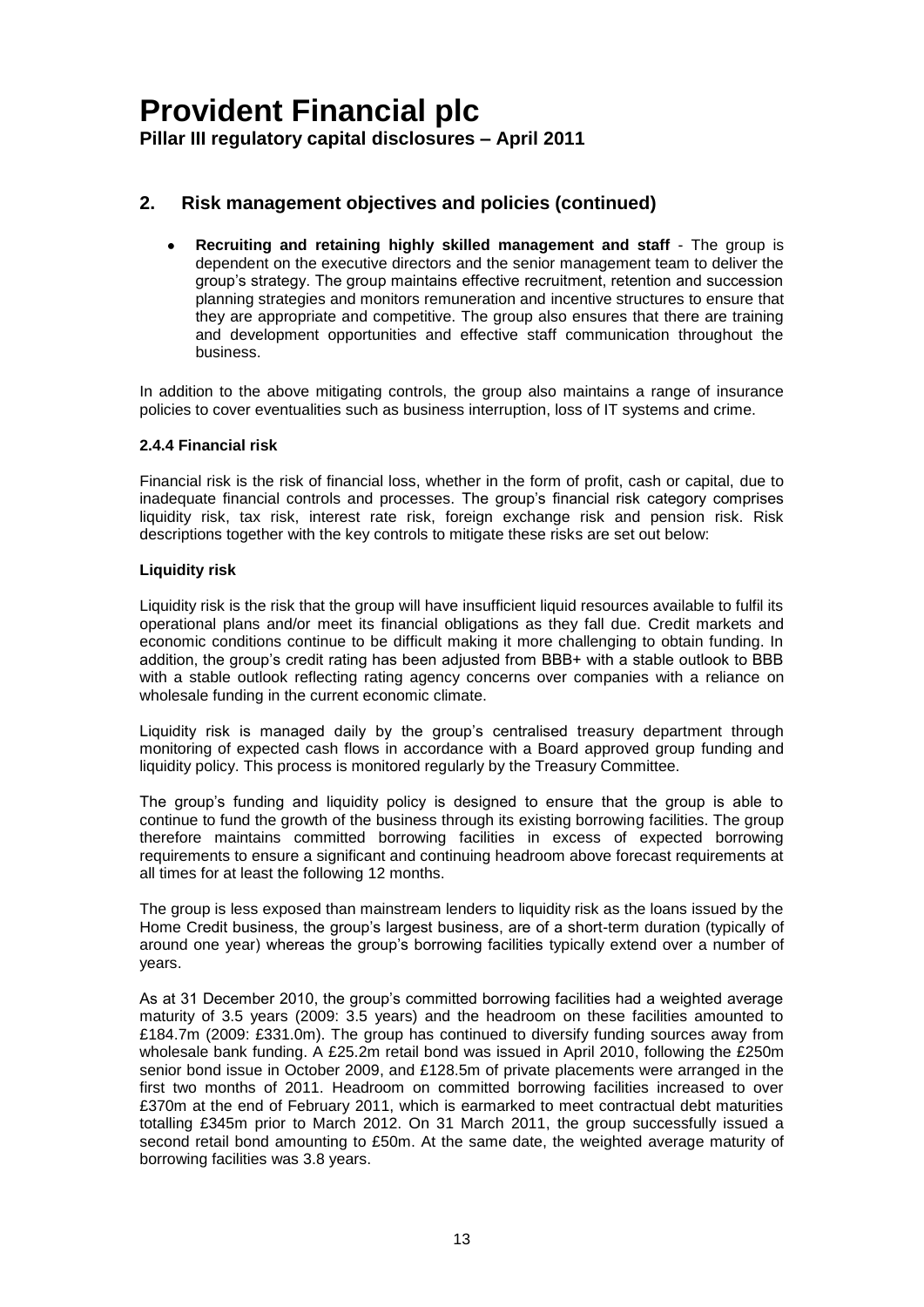## 2. Risk management objectives and policies (continued)

- **Recruiting and retaining highly skilled management and staff** - The group is dependent on the executive directors and the senior management team to deliver the group's strategy. The group maintains effective recruitment, retention and succession planning strategies and monitors remuneration and incentive structures to ensure that they are appropriate and competitive. The group also ensures that there are training and development opportunities and effective staff communication throughout the business.

In addition to the above mitigating controls, the group also maintains a range of insurance policies to cover eventualities such as business interruption, loss of IT systems and crime.

#### 2.4.4 Financial risk

Financial risk is the risk of financial loss, whether in the form of profit, cash or capital, due to inadequate financial controls and processes. The group's financial risk category comprises liquidity risk, tax risk, interest rate risk, foreign exchange risk and pension risk. Risk descriptions together with the key controls to mitigate these risks are set out below:

**Liquidity risk**

Liquidity risk is the risk that the group will have insufficient liquid resources available to fulfil its operational plans and/or meet its financial obligations as they fall due. Credit markets and economic conditions continue to be difficult making it more challenging to obtain funding. In addition, the group's credit rating has been adjusted from BBB+ with a stable outlook to BBB with a stable outlook reflecting rating agency concerns over companies with a reliance on wholesale funding in the current economic climate.

Liquidity risk is managed daily by the group's centralised treasury department through monitoring of expected cash flows in accordance with a Board approved group funding and liquidity policy. This process is monitored regularly by the Treasury Committee.

The group's funding and liquidity policy is designed to ensure that the group is able to continue to fund the growth of the business through its existing borrowing facilities. The group therefore maintains committed borrowing facilities in excess of expected borrowing requirements to ensure a significant and continuing headroom above forecast requirements at all times for at least the following 12 months.

The group is less exposed than mainstream lenders to liquidity risk as the loans issued by the Home Credit business, the group's largest business, are of a short-term duration (typically of around one year) whereas the group's borrowing facilities typically extend over a number of years.

As at 31 December 2010, the group's committed borrowing facilities had a weighted average maturity of 3.5 years (2009: 3.5 years) and the headroom on these facilities amounted to £184.7m (2009: £331.0m). The group has continued to diversify funding sources away from wholesale bank funding. A £25.2m retail bond was issued in April 2010, following the £250m senior bond issue in October 2009, and £128.5m of private placements were arranged in the first two months of 2011. Headroom on committed borrowing facilities increased to over £370m at the end of February 2011, which is earmarked to meet contractual debt maturities totalling £345m prior to March 2012. On 31 March 2011, the group successfully issued a second retail bond amounting to £50m. At the same date, the weighted average maturity of borrowing facilities was 3.8 years.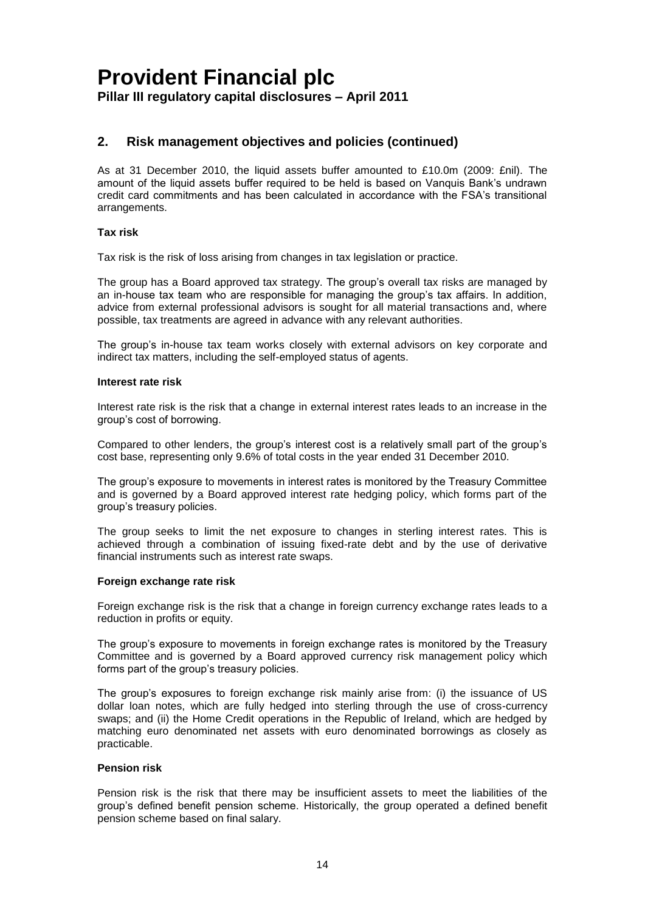## 2. Risk management objectives and policies (continued)

As at 31 December 2010, the liquid assets buffer amounted to £10.0m (2009: £nil). The amount of the liquid assets buffer required to be held is based on Vanquis Bank's undrawn credit card commitments and has been calculated in accordance with the FSA's transitional arrangements.

**Tax risk**

Tax risk is the risk of loss arising from changes in tax legislation or practice.

The group has a Board approved tax strategy. The group's overall tax risks are managed by an in-house tax team who are responsible for managing the group's tax affairs. In addition, advice from external professional advisors is sought for all material transactions and, where possible, tax treatments are agreed in advance with any relevant authorities.

The group's in-house tax team works closely with external advisors on key corporate and indirect tax matters, including the self-employed status of agents.

**Interest rate risk**

Interest rate risk is the risk that a change in external interest rates leads to an increase in the group's cost of borrowing.

Compared to other lenders, the group's interest cost is a relatively small part of the group's cost base, representing only 9.6% of total costs in the year ended 31 December 2010.

The group's exposure to movements in interest rates is monitored by the Treasury Committee and is governed by a Board approved interest rate hedging policy, which forms part of the group's treasury policies.

The group seeks to limit the net exposure to changes in sterling interest rates. This is achieved through a combination of issuing fixed-rate debt and by the use of derivative financial instruments such as interest rate swaps.

**Foreign exchange rate risk**

Foreign exchange risk is the risk that a change in foreign currency exchange rates leads to a reduction in profits or equity.

The group's exposure to movements in foreign exchange rates is monitored by the Treasury Committee and is governed by a Board approved currency risk management policy which forms part of the group's treasury policies.

The group's exposures to foreign exchange risk mainly arise from: (i) the issuance of US dollar loan notes, which are fully hedged into sterling through the use of cross-currency swaps; and (ii) the Home Credit operations in the Republic of Ireland, which are hedged by matching euro denominated net assets with euro denominated borrowings as closely as practicable.

**Pension risk**

Pension risk is the risk that there may be insufficient assets to meet the liabilities of the group's defined benefit pension scheme. Historically, the group operated a defined benefit pension scheme based on final salary.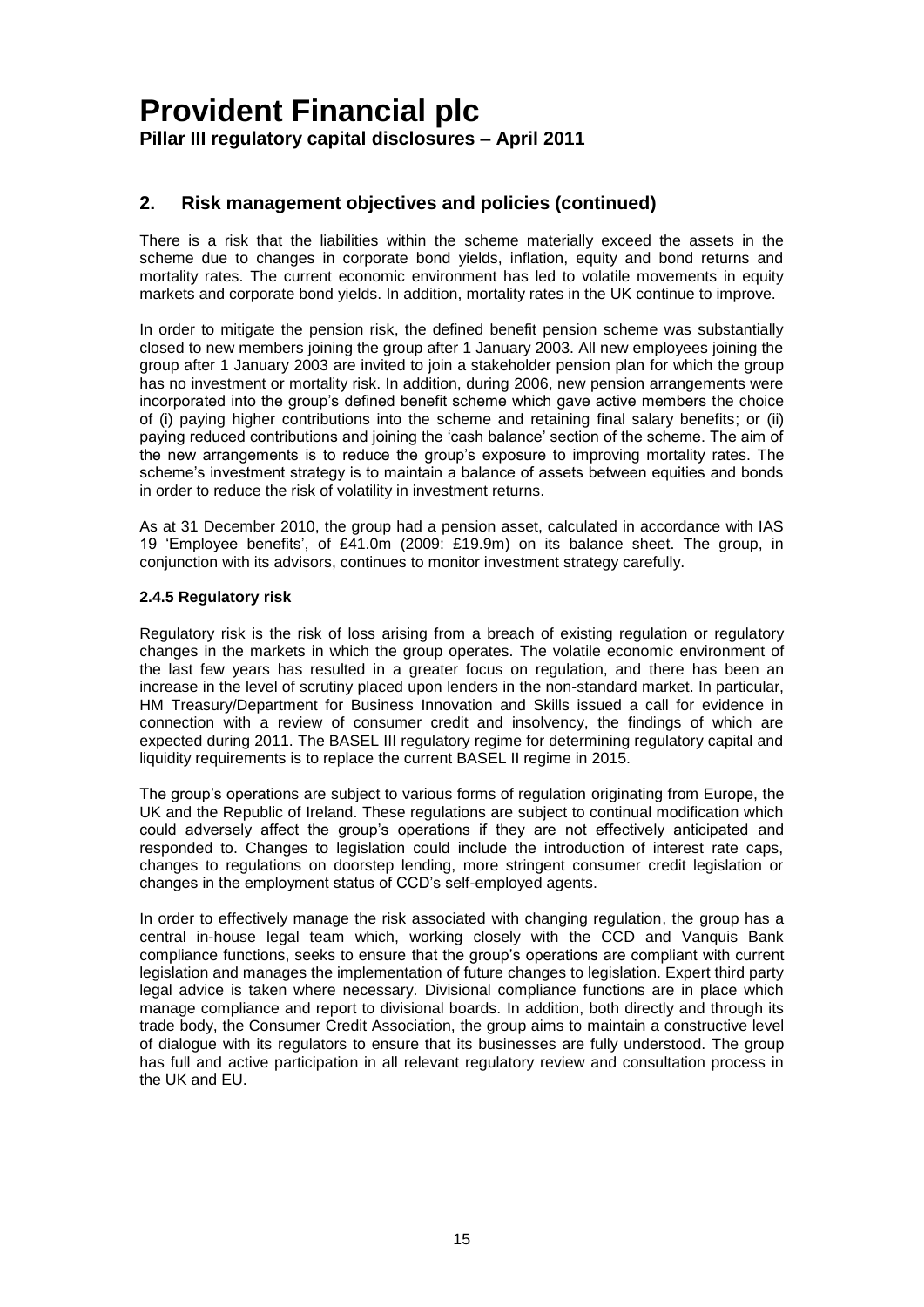## 2. Risk management objectives and policies (continued)

There is a risk that the liabilities within the scheme materially exceed the assets in the scheme due to changes in corporate bond yields, inflation, equity and bond returns and mortality rates. The current economic environment has led to volatile movements in equity markets and corporate bond yields. In addition, mortality rates in the UK continue to improve.

In order to mitigate the pension risk, the defined benefit pension scheme was substantially closed to new members joining the group after 1 January 2003. All new employees joining the group after 1 January 2003 are invited to join a stakeholder pension plan for which the group has no investment or mortality risk. In addition, during 2006, new pension arrangements were incorporated into the group's defined benefit scheme which gave active members the choice of (i) paying higher contributions into the scheme and retaining final salary benefits; or (ii) paying reduced contributions and joining the 'cash balance' section of the scheme. The aim of the new arrangements is to reduce the group's exposure to improving mortality rates. The scheme's investment strategy is to maintain a balance of assets between equities and bonds in order to reduce the risk of volatility in investment returns.

As at 31 December 2010, the group had a pension asset, calculated in accordance with IAS 19 'Employee benefits', of £41.0m (2009: £19.9m) on its balance sheet. The group, in conjunction with its advisors, continues to monitor investment strategy carefully.

### 2.4.5 Regulatory risk

Regulatory risk is the risk of loss arising from a breach of existing regulation or regulatory changes in the markets in which the group operates. The volatile economic environment of the last few years has resulted in a greater focus on regulation, and there has been an increase in the level of scrutiny placed upon lenders in the non-standard market. In particular, HM Treasury/Department for Business Innovation and Skills issued a call for evidence in connection with a review of consumer credit and insolvency, the findings of which are expected during 2011. The BASEL III regulatory regime for determining regulatory capital and liquidity requirements is to replace the current BASEL II regime in 2015.

The group's operations are subject to various forms of regulation originating from Europe, the UK and the Republic of Ireland. These regulations are subject to continual modification which could adversely affect the group's operations if they are not effectively anticipated and responded to. Changes to legislation could include the introduction of interest rate caps, changes to regulations on doorstep lending, more stringent consumer credit legislation or changes in the employment status of CCD's self-employed agents.

In order to effectively manage the risk associated with changing regulation, the group has a central in-house legal team which, working closely with the CCD and Vanquis Bank compliance functions, seeks to ensure that the group's operations are compliant with current legislation and manages the implementation of future changes to legislation. Expert third party legal advice is taken where necessary. Divisional compliance functions are in place which manage compliance and report to divisional boards. In addition, both directly and through its trade body, the Consumer Credit Association, the group aims to maintain a constructive level of dialogue with its regulators to ensure that its businesses are fully understood. The group has full and active participation in all relevant regulatory review and consultation process in the UK and EU.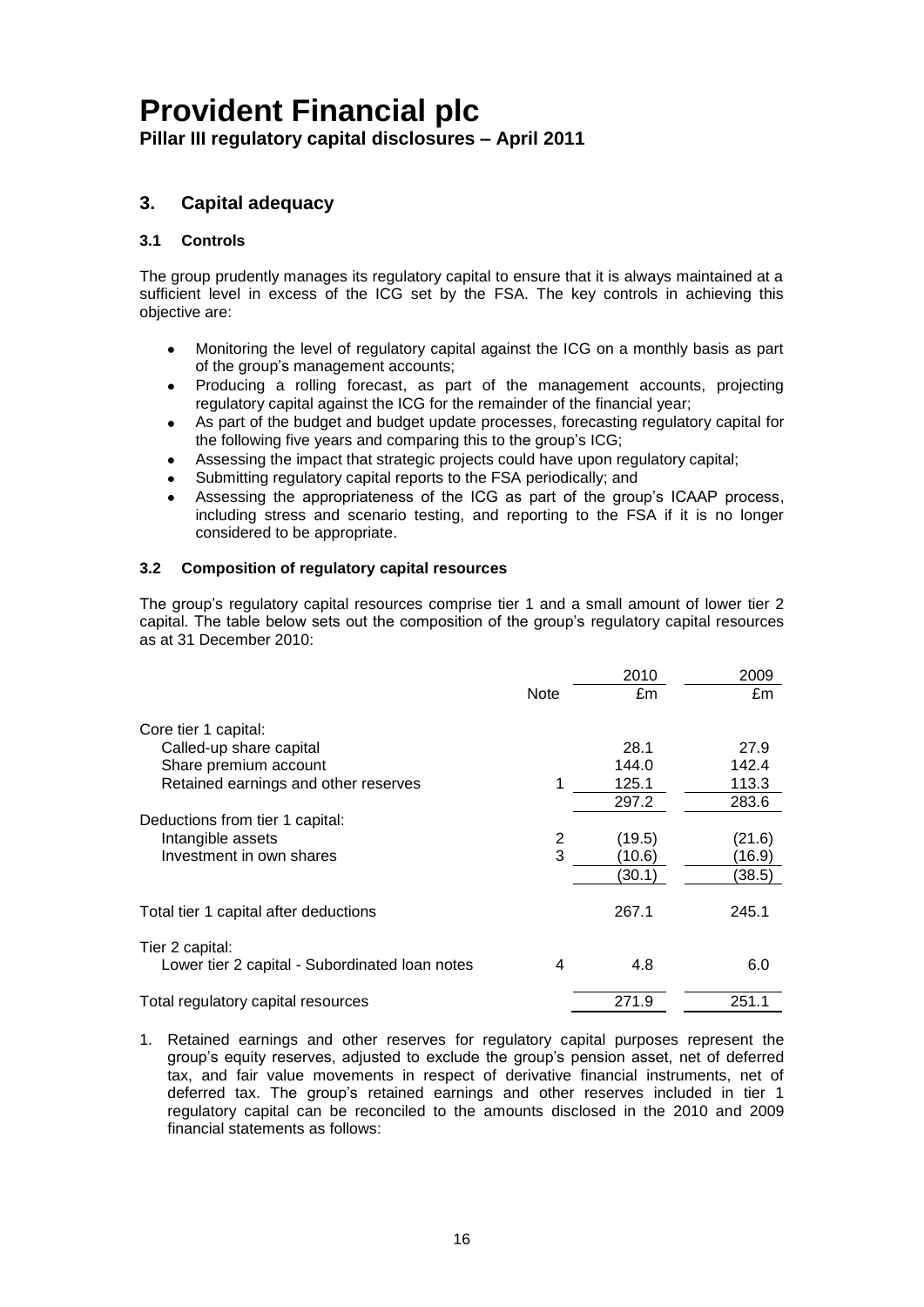# 3. Capital adequacy

### 3.1 Controls

The group prudently manages its regulatory capital to ensure that it is always maintained at a sufficient level in excess of the ICG set by the FSA. The key controls in achieving this objective are:

- Monitoring the level of regulatory capital against the ICG on a monthly basis as part of the group's management accounts;
- Producing a rolling forecast, as part of the management accounts, projecting regulatory capital against the ICG for the remainder of the financial year;
- As part of the budget and budget update processes, forecasting regulatory capital for the following five years and comparing this to the group's ICG;
- Assessing the impact that strategic projects could have upon regulatory capital;
- Submitting regulatory capital reports to the FSA periodically; and
- Assessing the appropriateness of the ICG as part of the group's ICAAP process, including stress and scenario testing, and reporting to the FSA if it is no longer considered to be appropriate.

### 3.2 Composition of regulatory capital resources

The group's regulatory capital resources comprise tier 1 and a small amount of lower tier 2 capital. The table below sets out the composition of the group's regulatory capital resources as at 31 December 2010:

| | Note | 2010 £m | 2009 £m |
|---|---|---|---|
| Core tier 1 capital: | | | |
| Called-up share capital | | 28.1 | 27.9 |
| Share premium account | | 144.0 | 142.4 |
| Retained earnings and other reserves | 1 | 125.1 | 113.3 |
| | | 297.2 | 283.6 |
| Deductions from tier 1 capital: | | | |
| Intangible assets | 2 | (19.5) | (21.6) |
| Investment in own shares | 3 | (10.6) | (16.9) |
| | | (30.1) | (38.5) |
| Total tier 1 capital after deductions | | 267.1 | 245.1 |
| Tier 2 capital: | | | |
| Lower tier 2 capital - Subordinated loan notes | 4 | 4.8 | 6.0 |
| Total regulatory capital resources | | 271.9 | 251.1 |

1. Retained earnings and other reserves for regulatory capital purposes represent the group's equity reserves, adjusted to exclude the group's pension asset, net of deferred tax, and fair value movements in respect of derivative financial instruments, net of deferred tax. The group's retained earnings and other reserves included in tier 1 regulatory capital can be reconciled to the amounts disclosed in the 2010 and 2009 financial statements as follows: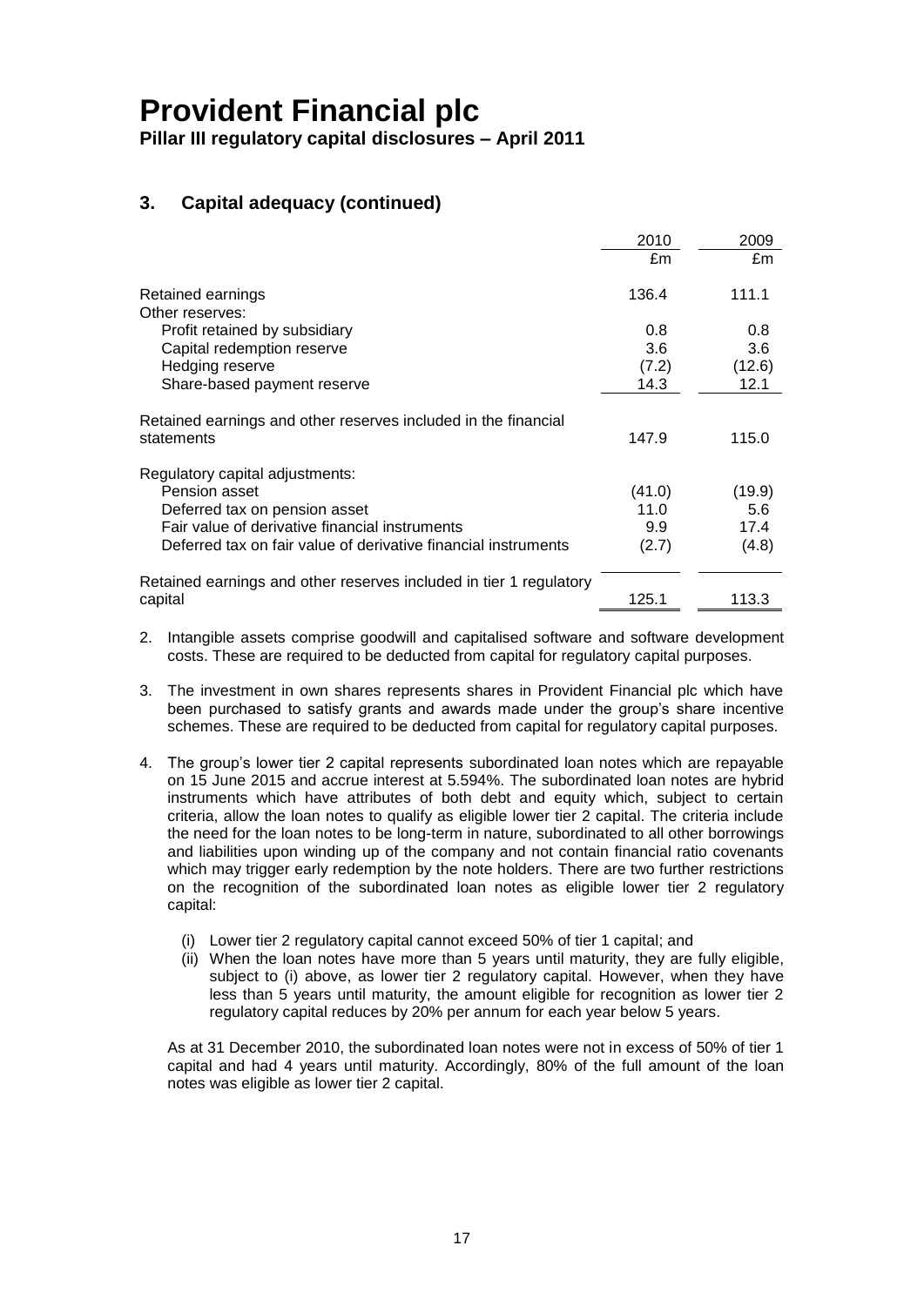# Provident Financial plc

**Pillar III regulatory capital disclosures – April 2011**

## 3. Capital adequacy (continued)

| | 2010 | 2009 |
|---|---|---|
| | £m | £m |
| Retained earnings | 136.4 | 111.1 |
| Other reserves: | | |
| Profit retained by subsidiary | 0.8 | 0.8 |
| Capital redemption reserve | 3.6 | 3.6 |
| Hedging reserve | (7.2) | (12.6) |
| Share-based payment reserve | 14.3 | 12.1 |
| Retained earnings and other reserves included in the financial statements | 147.9 | 115.0 |
| Regulatory capital adjustments: | | |
| Pension asset | (41.0) | (19.9) |
| Deferred tax on pension asset | 11.0 | 5.6 |
| Fair value of derivative financial instruments | 9.9 | 17.4 |
| Deferred tax on fair value of derivative financial instruments | (2.7) | (4.8) |
| Retained earnings and other reserves included in tier 1 regulatory capital | 125.1 | 113.3 |

2. Intangible assets comprise goodwill and capitalised software and software development costs. These are required to be deducted from capital for regulatory capital purposes.

3. The investment in own shares represents shares in Provident Financial plc which have been purchased to satisfy grants and awards made under the group's share incentive schemes. These are required to be deducted from capital for regulatory capital purposes.

4. The group's lower tier 2 capital represents subordinated loan notes which are repayable on 15 June 2015 and accrue interest at 5.594%. The subordinated loan notes are hybrid instruments which have attributes of both debt and equity which, subject to certain criteria, allow the loan notes to qualify as eligible lower tier 2 capital. The criteria include the need for the loan notes to be long-term in nature, subordinated to all other borrowings and liabilities upon winding up of the company and not contain financial ratio covenants which may trigger early redemption by the note holders. There are two further restrictions on the recognition of the subordinated loan notes as eligible lower tier 2 regulatory capital:

   (i) Lower tier 2 regulatory capital cannot exceed 50% of tier 1 capital; and
   
   (ii) When the loan notes have more than 5 years until maturity, they are fully eligible, subject to (i) above, as lower tier 2 regulatory capital. However, when they have less than 5 years until maturity, the amount eligible for recognition as lower tier 2 regulatory capital reduces by 20% per annum for each year below 5 years.

   As at 31 December 2010, the subordinated loan notes were not in excess of 50% of tier 1 capital and had 4 years until maturity. Accordingly, 80% of the full amount of the loan notes was eligible as lower tier 2 capital.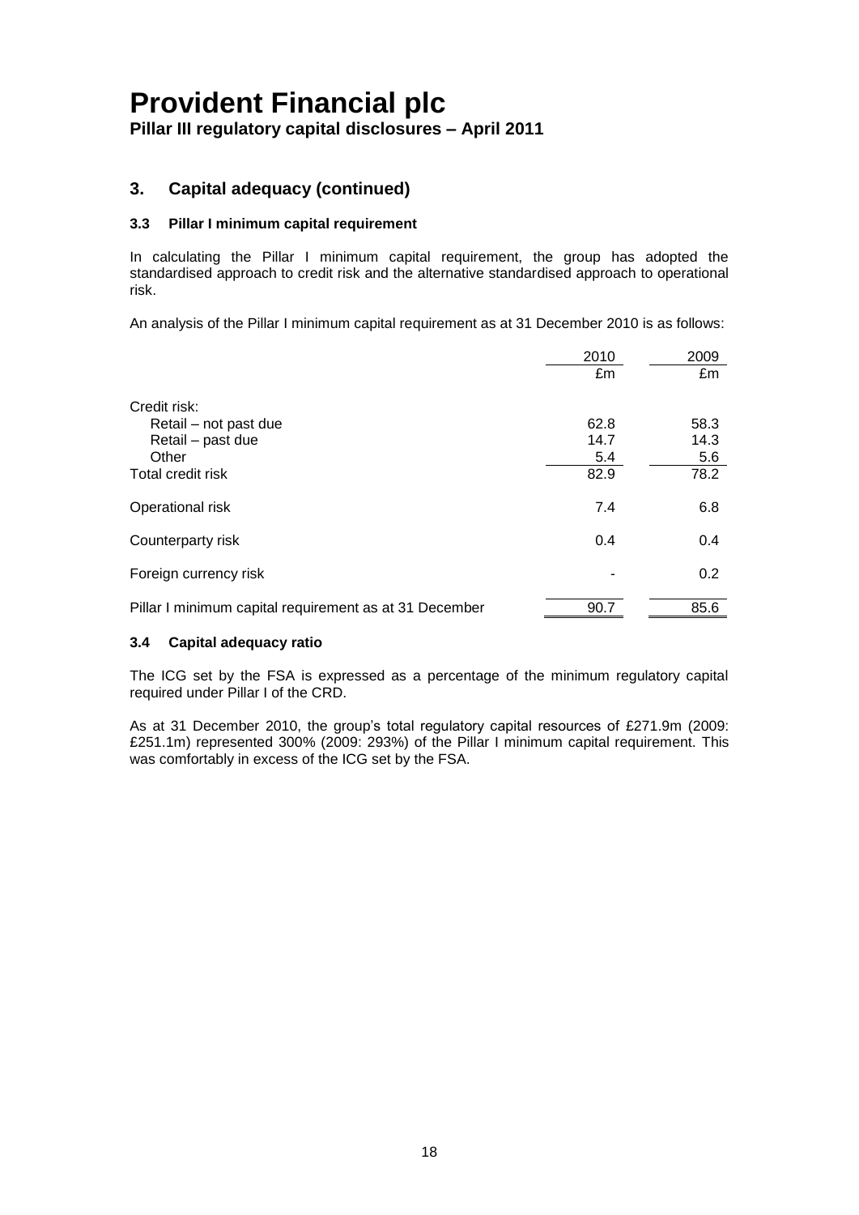# Provident Financial plc

**Pillar III regulatory capital disclosures – April 2011**

## 3. Capital adequacy (continued)

### 3.3 Pillar I minimum capital requirement

In calculating the Pillar I minimum capital requirement, the group has adopted the standardised approach to credit risk and the alternative standardised approach to operational risk.

An analysis of the Pillar I minimum capital requirement as at 31 December 2010 is as follows:

| | 2010 | 2009 |
|---|---|---|
| | £m | £m |
| Credit risk: | | |
| Retail – not past due | 62.8 | 58.3 |
| Retail – past due | 14.7 | 14.3 |
| Other | 5.4 | 5.6 |
| Total credit risk | 82.9 | 78.2 |
| Operational risk | 7.4 | 6.8 |
| Counterparty risk | 0.4 | 0.4 |
| Foreign currency risk | - | 0.2 |
| Pillar I minimum capital requirement as at 31 December | 90.7 | 85.6 |

### 3.4 Capital adequacy ratio

The ICG set by the FSA is expressed as a percentage of the minimum regulatory capital required under Pillar I of the CRD.

As at 31 December 2010, the group's total regulatory capital resources of £271.9m (2009: £251.1m) represented 300% (2009: 293%) of the Pillar I minimum capital requirement. This was comfortably in excess of the ICG set by the FSA.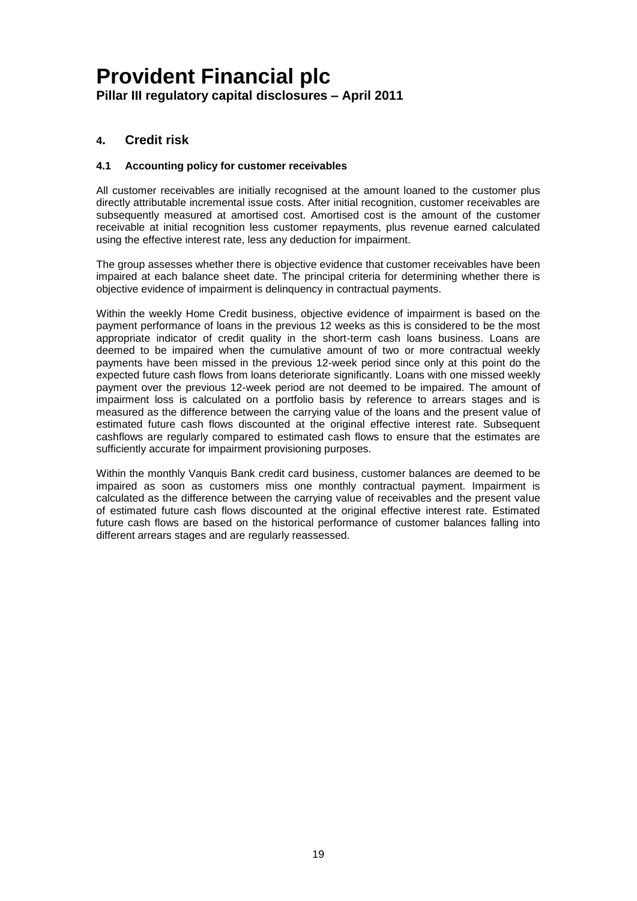## 4. Credit risk

### 4.1 Accounting policy for customer receivables

All customer receivables are initially recognised at the amount loaned to the customer plus directly attributable incremental issue costs. After initial recognition, customer receivables are subsequently measured at amortised cost. Amortised cost is the amount of the customer receivable at initial recognition less customer repayments, plus revenue earned calculated using the effective interest rate, less any deduction for impairment.

The group assesses whether there is objective evidence that customer receivables have been impaired at each balance sheet date. The principal criteria for determining whether there is objective evidence of impairment is delinquency in contractual payments.

Within the weekly Home Credit business, objective evidence of impairment is based on the payment performance of loans in the previous 12 weeks as this is considered to be the most appropriate indicator of credit quality in the short-term cash loans business. Loans are deemed to be impaired when the cumulative amount of two or more contractual weekly payments have been missed in the previous 12-week period since only at this point do the expected future cash flows from loans deteriorate significantly. Loans with one missed weekly payment over the previous 12-week period are not deemed to be impaired. The amount of impairment loss is calculated on a portfolio basis by reference to arrears stages and is measured as the difference between the carrying value of the loans and the present value of estimated future cash flows discounted at the original effective interest rate. Subsequent cashflows are regularly compared to estimated cash flows to ensure that the estimates are sufficiently accurate for impairment provisioning purposes.

Within the monthly Vanquis Bank credit card business, customer balances are deemed to be impaired as soon as customers miss one monthly contractual payment. Impairment is calculated as the difference between the carrying value of receivables and the present value of estimated future cash flows discounted at the original effective interest rate. Estimated future cash flows are based on the historical performance of customer balances falling into different arrears stages and are regularly reassessed.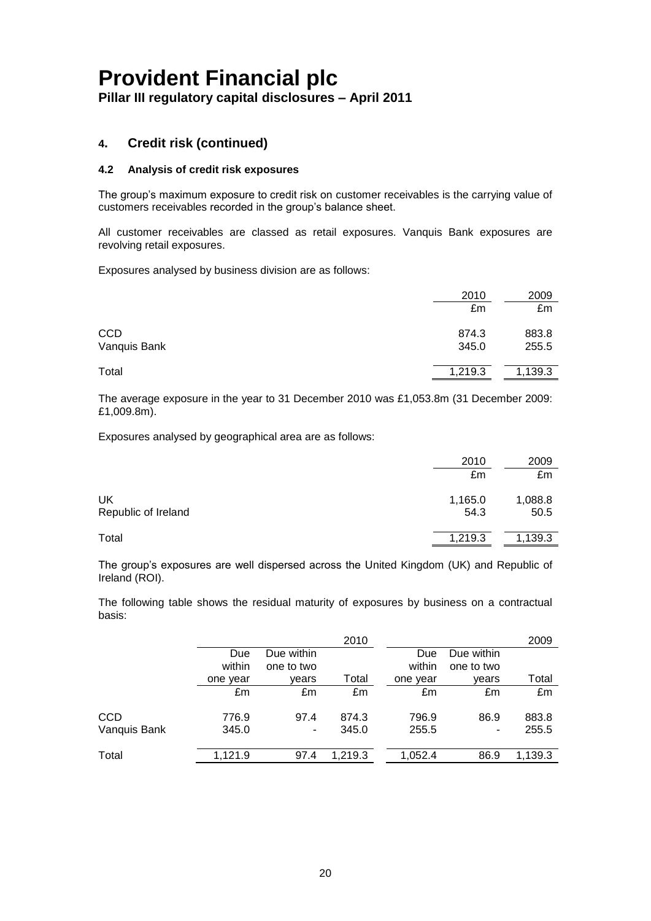# Provident Financial plc

**Pillar III regulatory capital disclosures – April 2011**

## 4. Credit risk (continued)

### 4.2 Analysis of credit risk exposures

The group's maximum exposure to credit risk on customer receivables is the carrying value of customers receivables recorded in the group's balance sheet.

All customer receivables are classed as retail exposures. Vanquis Bank exposures are revolving retail exposures.

Exposures analysed by business division are as follows:

| | 2010 | 2009 |
|---|---|---|
| | £m | £m |
| CCD | 874.3 | 883.8 |
| Vanquis Bank | 345.0 | 255.5 |
| Total | 1,219.3 | 1,139.3 |

The average exposure in the year to 31 December 2010 was £1,053.8m (31 December 2009: £1,009.8m).

Exposures analysed by geographical area are as follows:

| | 2010 | 2009 |
|---|---|---|
| | £m | £m |
| UK | 1,165.0 | 1,088.8 |
| Republic of Ireland | 54.3 | 50.5 |
| Total | 1,219.3 | 1,139.3 |

The group's exposures are well dispersed across the United Kingdom (UK) and Republic of Ireland (ROI).

The following table shows the residual maturity of exposures by business on a contractual basis:

| | 2010 | | | 2009 | | |
|---|---|---|---|---|---|---|
| | Due within one year | Due within one to two years | Total | Due within one year | Due within one to two years | Total |
| | £m | £m | £m | £m | £m | £m |
| CCD | 776.9 | 97.4 | 874.3 | 796.9 | 86.9 | 883.8 |
| Vanquis Bank | 345.0 | - | 345.0 | 255.5 | - | 255.5 |
| Total | 1,121.9 | 97.4 | 1,219.3 | 1,052.4 | 86.9 | 1,139.3 |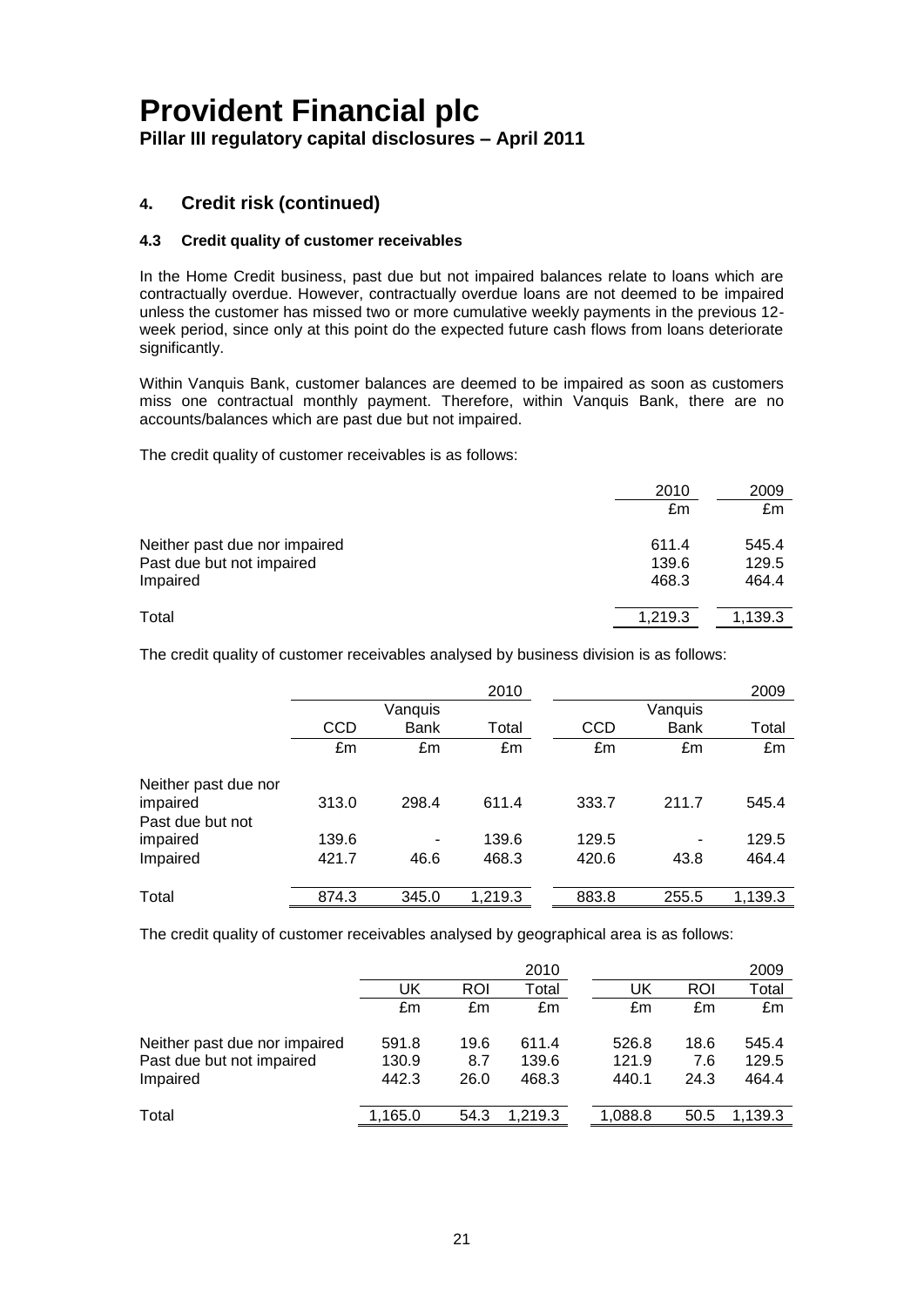## 4. Credit risk (continued)

### 4.3 Credit quality of customer receivables

In the Home Credit business, past due but not impaired balances relate to loans which are contractually overdue. However, contractually overdue loans are not deemed to be impaired unless the customer has missed two or more cumulative weekly payments in the previous 12-week period, since only at this point do the expected future cash flows from loans deteriorate significantly.

Within Vanquis Bank, customer balances are deemed to be impaired as soon as customers miss one contractual monthly payment. Therefore, within Vanquis Bank, there are no accounts/balances which are past due but not impaired.

The credit quality of customer receivables is as follows:

| | 2010 | 2009 |
|---|---|---|
| | £m | £m |
| Neither past due nor impaired | 611.4 | 545.4 |
| Past due but not impaired | 139.6 | 129.5 |
| Impaired | 468.3 | 464.4 |
| Total | 1,219.3 | 1,139.3 |

The credit quality of customer receivables analysed by business division is as follows:

| | 2010 | | | 2009 | | |
|---|---|---|---|---|---|---|
| | CCD | Vanquis Bank | Total | CCD | Vanquis Bank | Total |
| | £m | £m | £m | £m | £m | £m |
| Neither past due nor impaired | 313.0 | 298.4 | 611.4 | 333.7 | 211.7 | 545.4 |
| Past due but not impaired | 139.6 | - | 139.6 | 129.5 | - | 129.5 |
| Impaired | 421.7 | 46.6 | 468.3 | 420.6 | 43.8 | 464.4 |
| Total | 874.3 | 345.0 | 1,219.3 | 883.8 | 255.5 | 1,139.3 |

The credit quality of customer receivables analysed by geographical area is as follows:

| | 2010 | | | 2009 | | |
|---|---|---|---|---|---|---|
| | UK | ROI | Total | UK | ROI | Total |
| | £m | £m | £m | £m | £m | £m |
| Neither past due nor impaired | 591.8 | 19.6 | 611.4 | 526.8 | 18.6 | 545.4 |
| Past due but not impaired | 130.9 | 8.7 | 139.6 | 121.9 | 7.6 | 129.5 |
| Impaired | 442.3 | 26.0 | 468.3 | 440.1 | 24.3 | 464.4 |
| Total | 1,165.0 | 54.3 | 1,219.3 | 1,088.8 | 50.5 | 1,139.3 |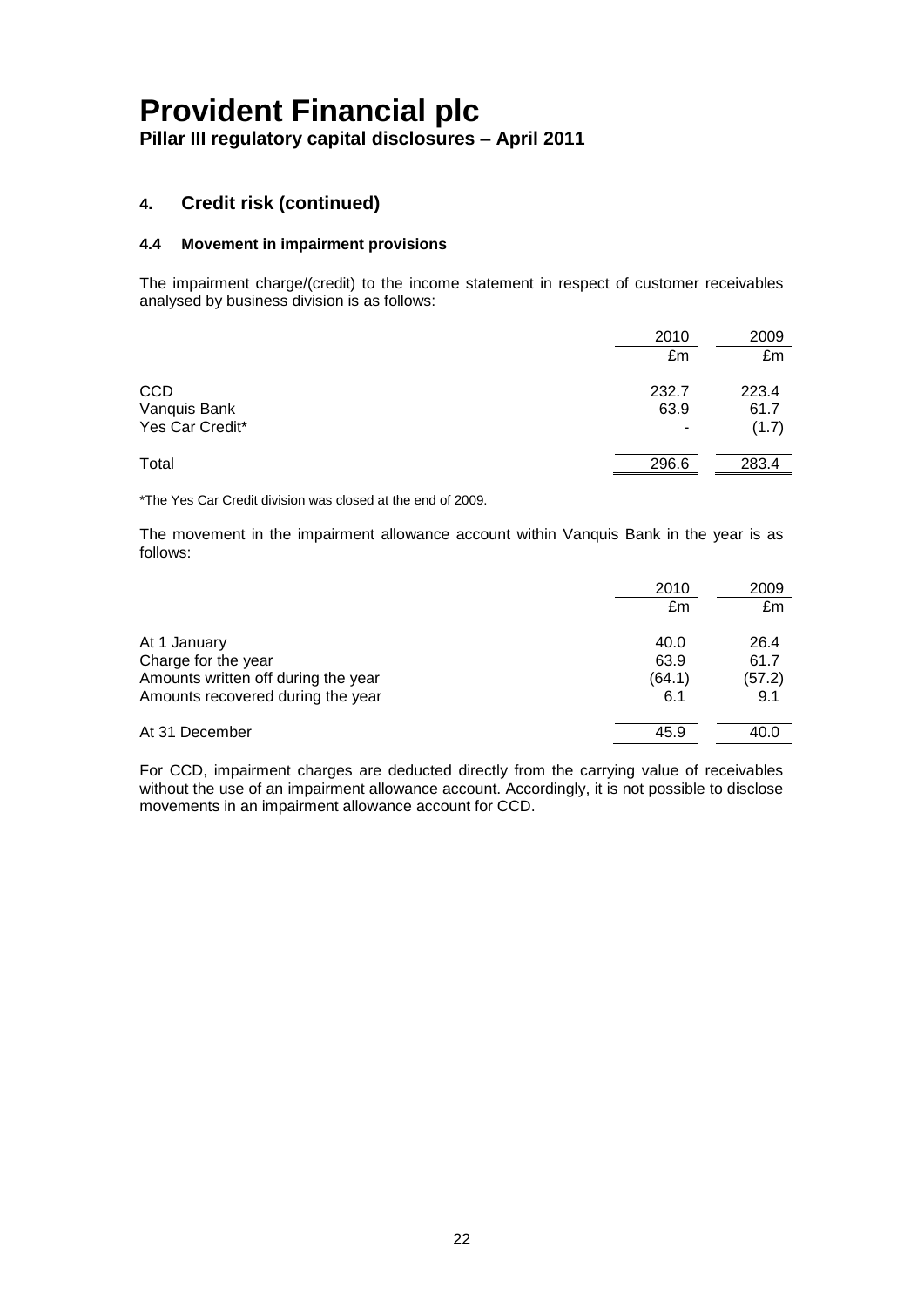## 4. Credit risk (continued)

### 4.4 Movement in impairment provisions

The impairment charge/(credit) to the income statement in respect of customer receivables analysed by business division is as follows:

| | 2010 | 2009 |
|---|---|---|
| | £m | £m |
| CCD | 232.7 | 223.4 |
| Vanquis Bank | 63.9 | 61.7 |
| Yes Car Credit* | - | (1.7) |
| Total | 296.6 | 283.4 |

*The Yes Car Credit division was closed at the end of 2009.

The movement in the impairment allowance account within Vanquis Bank in the year is as follows:

| | 2010 | 2009 |
|---|---|---|
| | £m | £m |
| At 1 January | 40.0 | 26.4 |
| Charge for the year | 63.9 | 61.7 |
| Amounts written off during the year | (64.1) | (57.2) |
| Amounts recovered during the year | 6.1 | 9.1 |
| At 31 December | 45.9 | 40.0 |

For CCD, impairment charges are deducted directly from the carrying value of receivables without the use of an impairment allowance account. Accordingly, it is not possible to disclose movements in an impairment allowance account for CCD.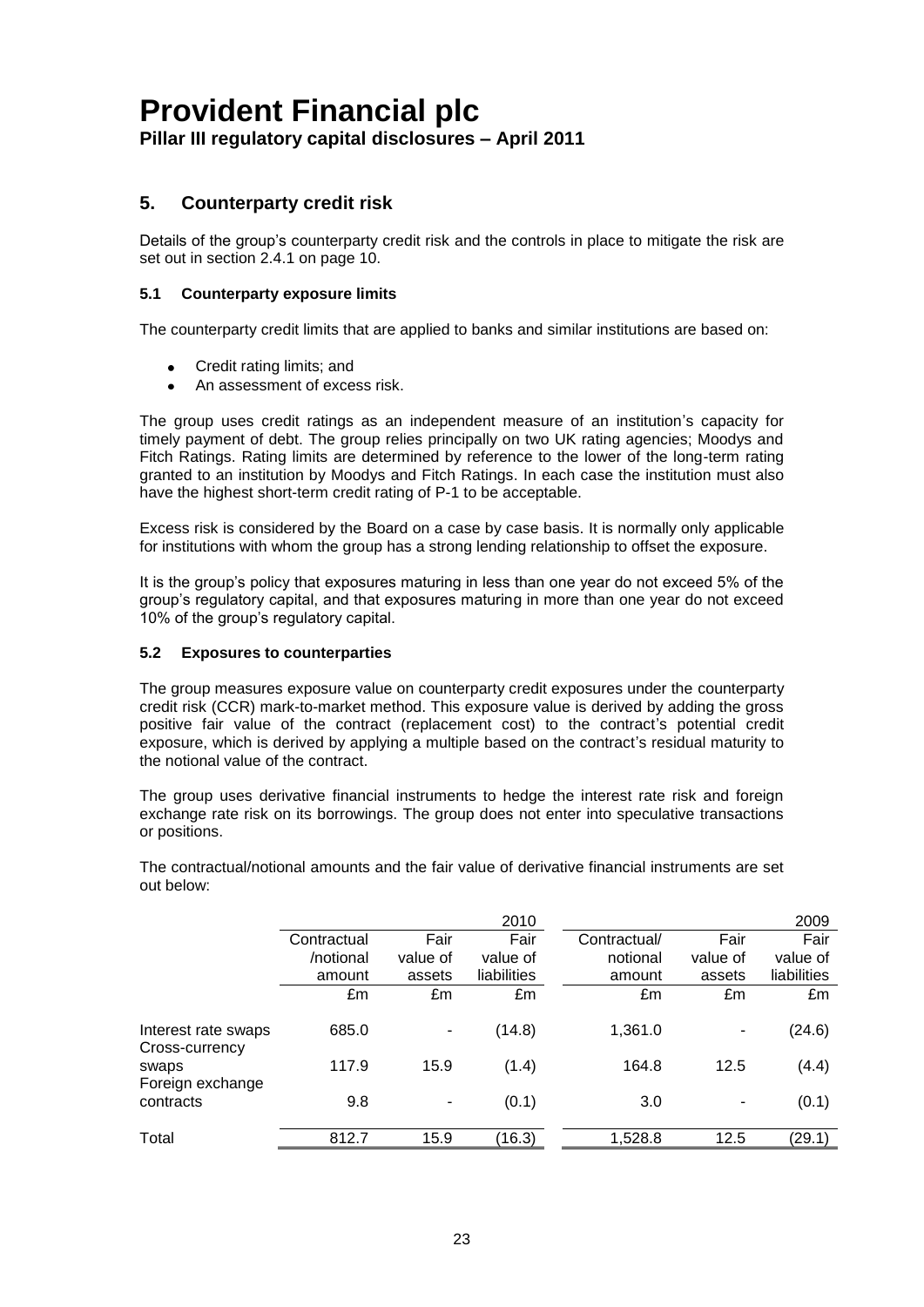## 5. Counterparty credit risk

Details of the group's counterparty credit risk and the controls in place to mitigate the risk are set out in section 2.4.1 on page 10.

### 5.1 Counterparty exposure limits

The counterparty credit limits that are applied to banks and similar institutions are based on:

- Credit rating limits; and
- An assessment of excess risk.

The group uses credit ratings as an independent measure of an institution's capacity for timely payment of debt. The group relies principally on two UK rating agencies; Moodys and Fitch Ratings. Rating limits are determined by reference to the lower of the long-term rating granted to an institution by Moodys and Fitch Ratings. In each case the institution must also have the highest short-term credit rating of P-1 to be acceptable.

Excess risk is considered by the Board on a case by case basis. It is normally only applicable for institutions with whom the group has a strong lending relationship to offset the exposure.

It is the group's policy that exposures maturing in less than one year do not exceed 5% of the group's regulatory capital, and that exposures maturing in more than one year do not exceed 10% of the group's regulatory capital.

### 5.2 Exposures to counterparties

The group measures exposure value on counterparty credit exposures under the counterparty credit risk (CCR) mark-to-market method. This exposure value is derived by adding the gross positive fair value of the contract (replacement cost) to the contract's potential credit exposure, which is derived by applying a multiple based on the contract's residual maturity to the notional value of the contract.

The group uses derivative financial instruments to hedge the interest rate risk and foreign exchange rate risk on its borrowings. The group does not enter into speculative transactions or positions.

The contractual/notional amounts and the fair value of derivative financial instruments are set out below:

| | | | 2010 | | | 2009 |
|---|---|---|---|---|---|---|
| | Contractual /notional amount | Fair value of assets | Fair value of liabilities | Contractual/ notional amount | Fair value of assets | Fair value of liabilities |
| | £m | £m | £m | £m | £m | £m |
| Interest rate swaps | 685.0 | - | (14.8) | 1,361.0 | - | (24.6) |
| Cross-currency swaps | 117.9 | 15.9 | (1.4) | 164.8 | 12.5 | (4.4) |
| Foreign exchange contracts | 9.8 | - | (0.1) | 3.0 | - | (0.1) |
| Total | 812.7 | 15.9 | (16.3) | 1,528.8 | 12.5 | (29.1) |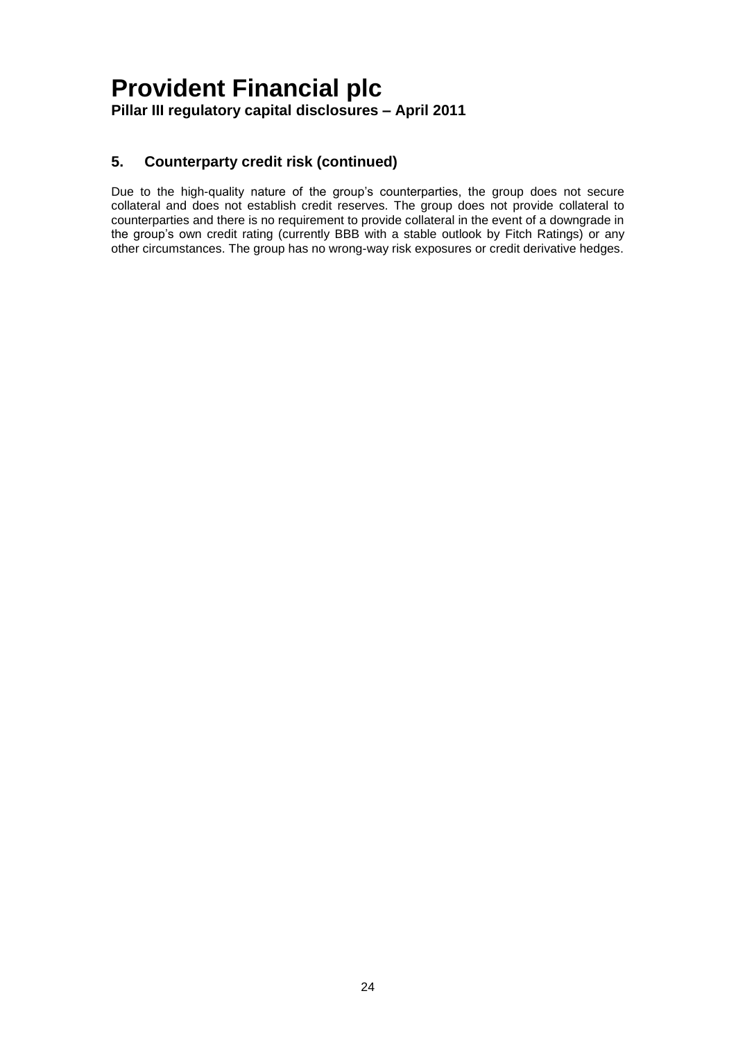## 5. Counterparty credit risk (continued)

Due to the high-quality nature of the group's counterparties, the group does not secure collateral and does not establish credit reserves. The group does not provide collateral to counterparties and there is no requirement to provide collateral in the event of a downgrade in the group's own credit rating (currently BBB with a stable outlook by Fitch Ratings) or any other circumstances. The group has no wrong-way risk exposures or credit derivative hedges.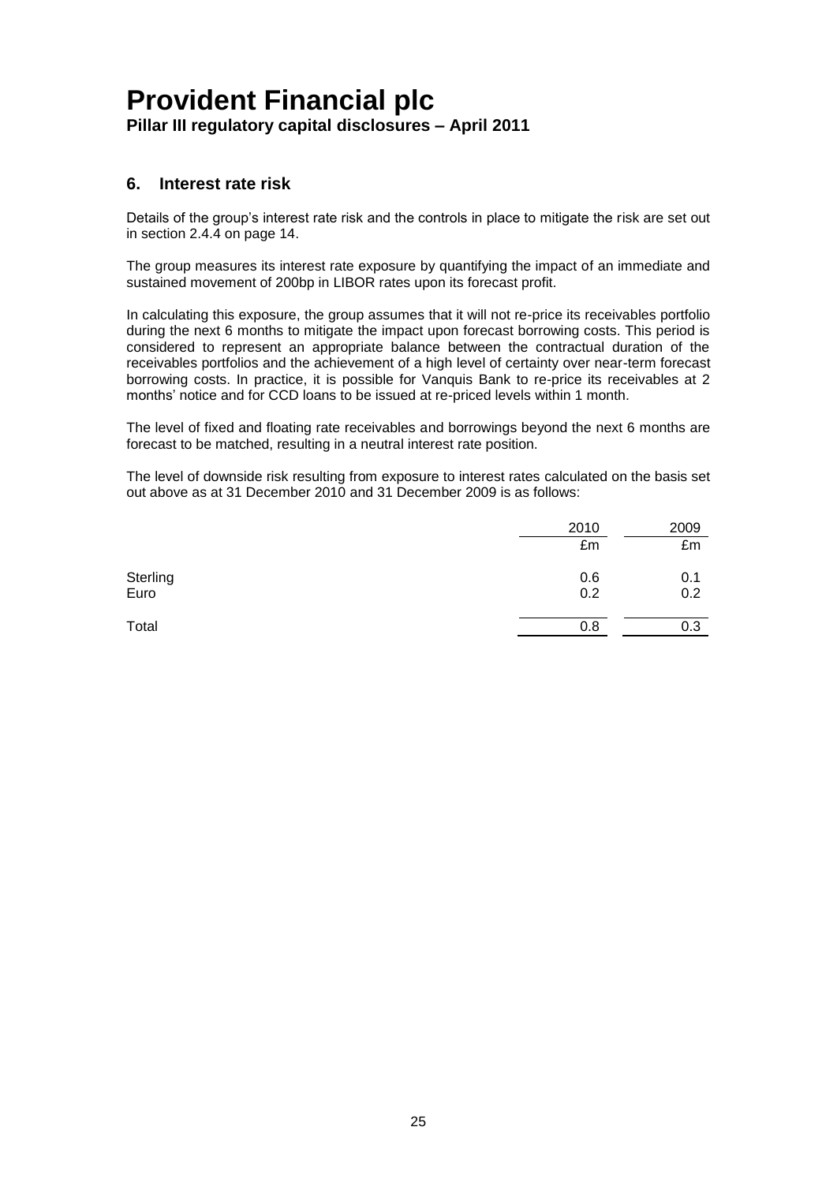## 6. Interest rate risk

Details of the group's interest rate risk and the controls in place to mitigate the risk are set out in section 2.4.4 on page 14.

The group measures its interest rate exposure by quantifying the impact of an immediate and sustained movement of 200bp in LIBOR rates upon its forecast profit.

In calculating this exposure, the group assumes that it will not re-price its receivables portfolio during the next 6 months to mitigate the impact upon forecast borrowing costs. This period is considered to represent an appropriate balance between the contractual duration of the receivables portfolios and the achievement of a high level of certainty over near-term forecast borrowing costs. In practice, it is possible for Vanquis Bank to re-price its receivables at 2 months' notice and for CCD loans to be issued at re-priced levels within 1 month.

The level of fixed and floating rate receivables and borrowings beyond the next 6 months are forecast to be matched, resulting in a neutral interest rate position.

The level of downside risk resulting from exposure to interest rates calculated on the basis set out above as at 31 December 2010 and 31 December 2009 is as follows:

| | 2010 | 2009 |
|---|---|---|
| | £m | £m |
| Sterling | 0.6 | 0.1 |
| Euro | 0.2 | 0.2 |
| Total | 0.8 | 0.3 |